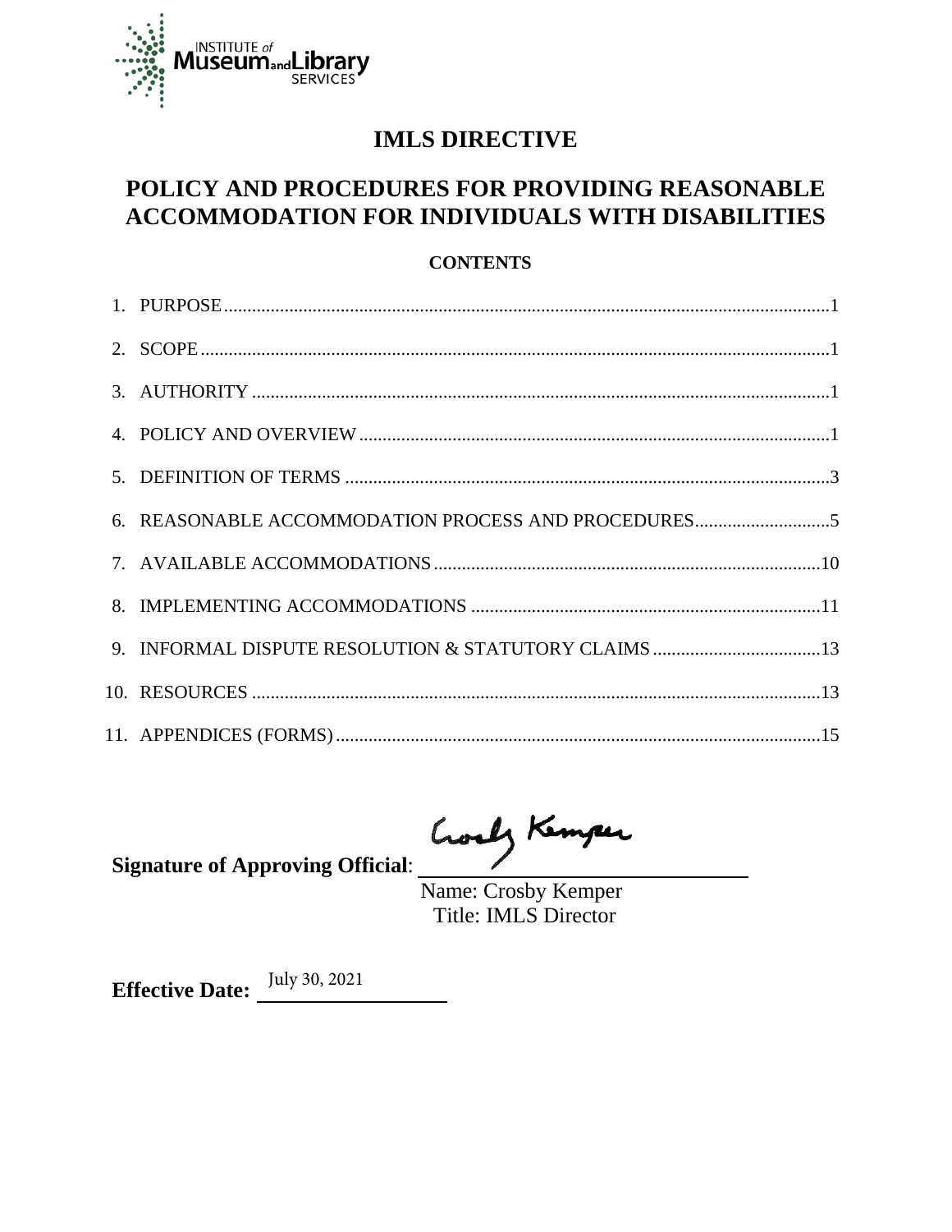INSTITUTE of Museum and Library SERVICES

# IMLS DIRECTIVE

## POLICY AND PROCEDURES FOR PROVIDING REASONABLE ACCOMMODATION FOR INDIVIDUALS WITH DISABILITIES

### CONTENTS

1. PURPOSE ..... 1
2. SCOPE ..... 1
3. AUTHORITY ..... 1
4. POLICY AND OVERVIEW ..... 1
5. DEFINITION OF TERMS ..... 3
6. REASONABLE ACCOMMODATION PROCESS AND PROCEDURES ..... 5
7. AVAILABLE ACCOMMODATIONS ..... 10
8. IMPLEMENTING ACCOMMODATIONS ..... 11
9. INFORMAL DISPUTE RESOLUTION & STATUTORY CLAIMS ..... 13
10. RESOURCES ..... 13
11. APPENDICES (FORMS) ..... 15

**Signature of Approving Official**: Crosby Kemper

Name: Crosby Kemper
Title: IMLS Director

**Effective Date:** July 30, 2021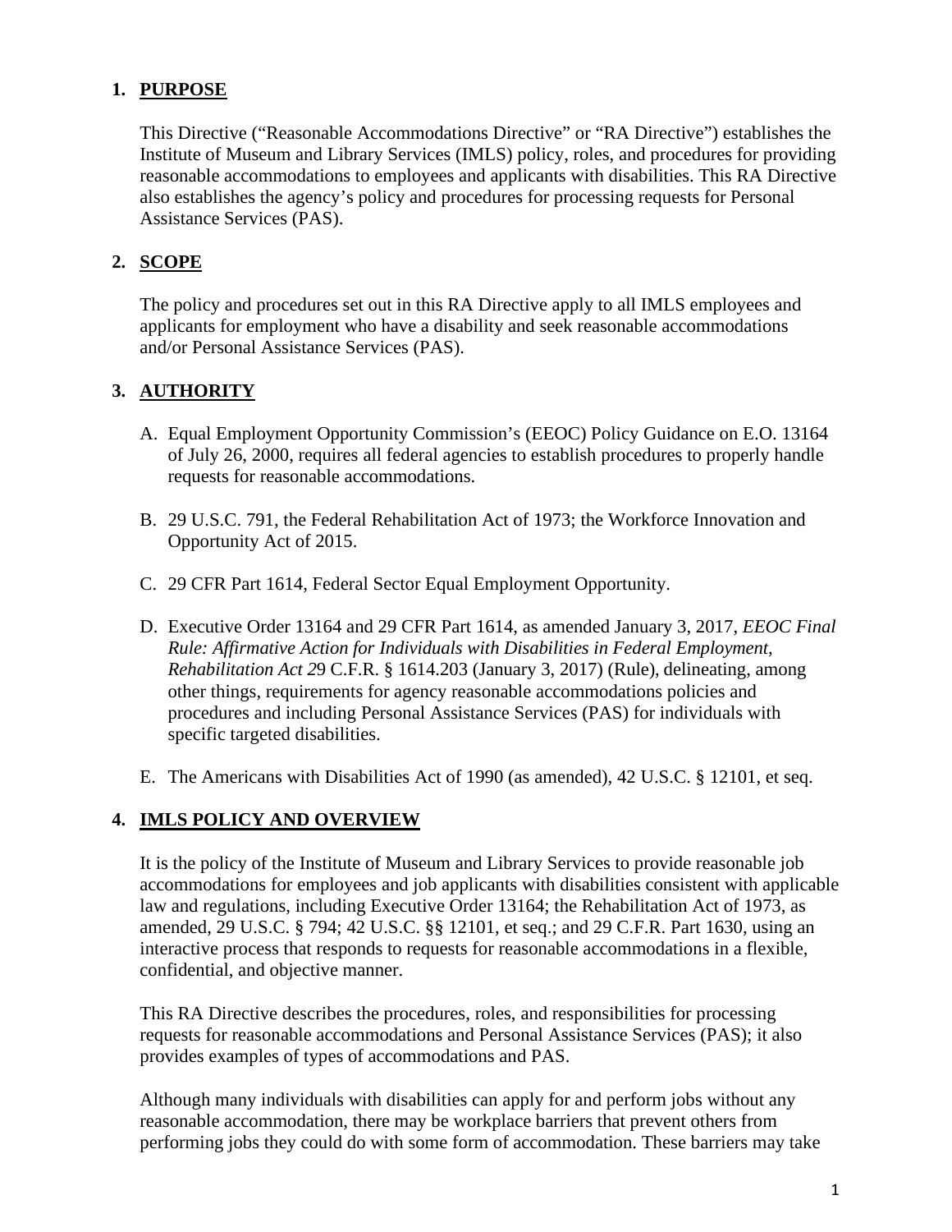## 1. PURPOSE

This Directive ("Reasonable Accommodations Directive" or "RA Directive") establishes the Institute of Museum and Library Services (IMLS) policy, roles, and procedures for providing reasonable accommodations to employees and applicants with disabilities. This RA Directive also establishes the agency's policy and procedures for processing requests for Personal Assistance Services (PAS).

## 2. SCOPE

The policy and procedures set out in this RA Directive apply to all IMLS employees and applicants for employment who have a disability and seek reasonable accommodations and/or Personal Assistance Services (PAS).

## 3. AUTHORITY

A. Equal Employment Opportunity Commission's (EEOC) Policy Guidance on E.O. 13164 of July 26, 2000, requires all federal agencies to establish procedures to properly handle requests for reasonable accommodations.

B. 29 U.S.C. 791, the Federal Rehabilitation Act of 1973; the Workforce Innovation and Opportunity Act of 2015.

C. 29 CFR Part 1614, Federal Sector Equal Employment Opportunity.

D. Executive Order 13164 and 29 CFR Part 1614, as amended January 3, 2017, *EEOC Final Rule: Affirmative Action for Individuals with Disabilities in Federal Employment, Rehabilitation Act 2*9 C.F.R. § 1614.203 (January 3, 2017) (Rule), delineating, among other things, requirements for agency reasonable accommodations policies and procedures and including Personal Assistance Services (PAS) for individuals with specific targeted disabilities.

E. The Americans with Disabilities Act of 1990 (as amended), 42 U.S.C. § 12101, et seq.

## 4. IMLS POLICY AND OVERVIEW

It is the policy of the Institute of Museum and Library Services to provide reasonable job accommodations for employees and job applicants with disabilities consistent with applicable law and regulations, including Executive Order 13164; the Rehabilitation Act of 1973, as amended, 29 U.S.C. § 794; 42 U.S.C. §§ 12101, et seq.; and 29 C.F.R. Part 1630, using an interactive process that responds to requests for reasonable accommodations in a flexible, confidential, and objective manner.

This RA Directive describes the procedures, roles, and responsibilities for processing requests for reasonable accommodations and Personal Assistance Services (PAS); it also provides examples of types of accommodations and PAS.

Although many individuals with disabilities can apply for and perform jobs without any reasonable accommodation, there may be workplace barriers that prevent others from performing jobs they could do with some form of accommodation. These barriers may take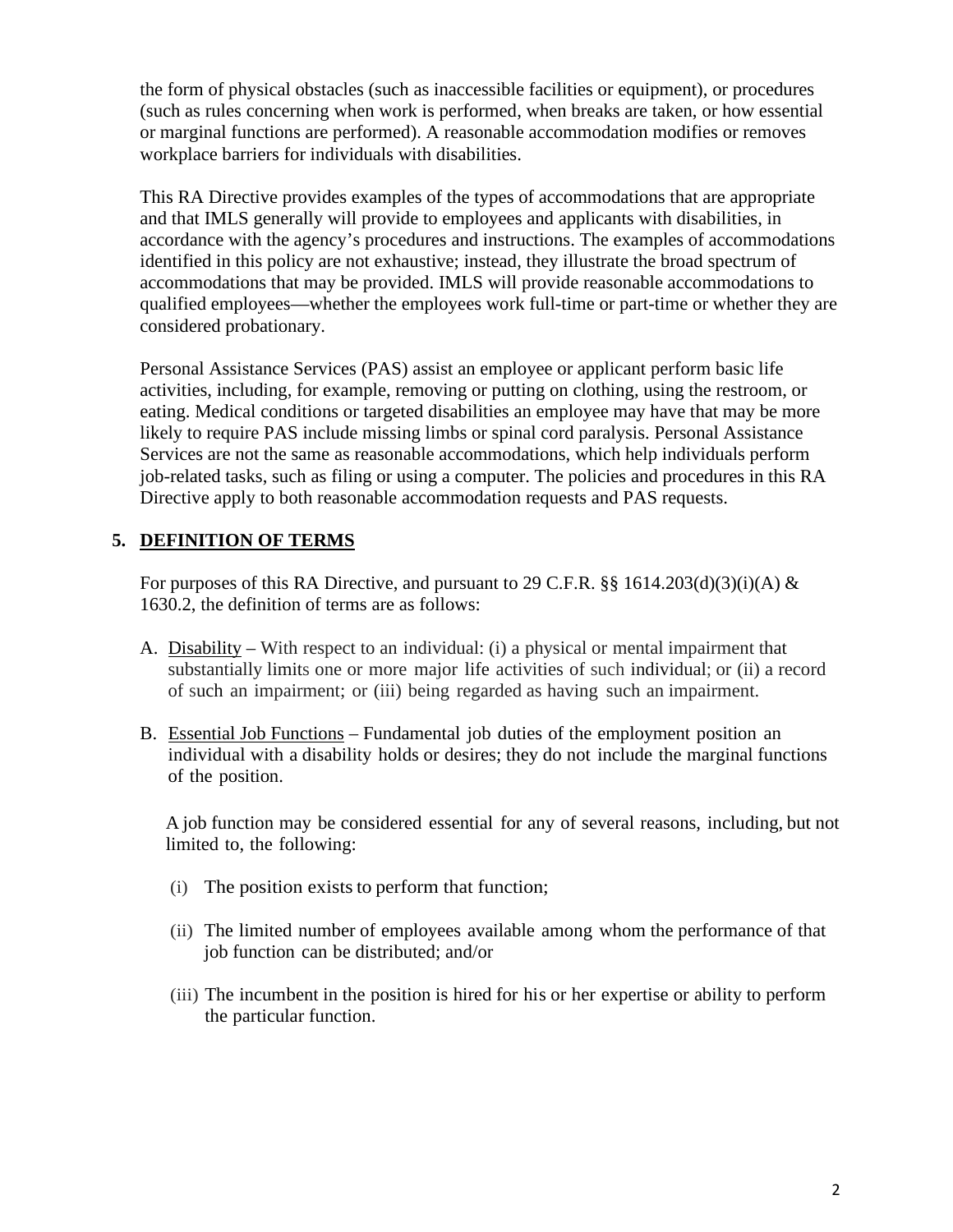the form of physical obstacles (such as inaccessible facilities or equipment), or procedures (such as rules concerning when work is performed, when breaks are taken, or how essential or marginal functions are performed). A reasonable accommodation modifies or removes workplace barriers for individuals with disabilities.

This RA Directive provides examples of the types of accommodations that are appropriate and that IMLS generally will provide to employees and applicants with disabilities, in accordance with the agency's procedures and instructions. The examples of accommodations identified in this policy are not exhaustive; instead, they illustrate the broad spectrum of accommodations that may be provided. IMLS will provide reasonable accommodations to qualified employees—whether the employees work full-time or part-time or whether they are considered probationary.

Personal Assistance Services (PAS) assist an employee or applicant perform basic life activities, including, for example, removing or putting on clothing, using the restroom, or eating. Medical conditions or targeted disabilities an employee may have that may be more likely to require PAS include missing limbs or spinal cord paralysis. Personal Assistance Services are not the same as reasonable accommodations, which help individuals perform job-related tasks, such as filing or using a computer. The policies and procedures in this RA Directive apply to both reasonable accommodation requests and PAS requests.

## 5. DEFINITION OF TERMS

For purposes of this RA Directive, and pursuant to 29 C.F.R. §§ 1614.203(d)(3)(i)(A) & 1630.2, the definition of terms are as follows:

A. Disability – With respect to an individual: (i) a physical or mental impairment that substantially limits one or more major life activities of such individual; or (ii) a record of such an impairment; or (iii) being regarded as having such an impairment.

B. Essential Job Functions – Fundamental job duties of the employment position an individual with a disability holds or desires; they do not include the marginal functions of the position.

   A job function may be considered essential for any of several reasons, including, but not limited to, the following:

   (i) The position exists to perform that function;

   (ii) The limited number of employees available among whom the performance of that job function can be distributed; and/or

   (iii) The incumbent in the position is hired for his or her expertise or ability to perform the particular function.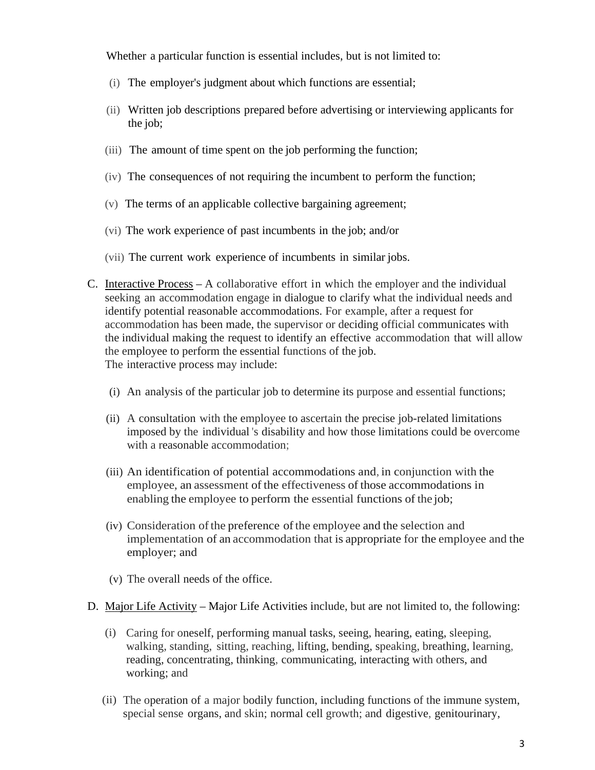Whether a particular function is essential includes, but is not limited to:

(i) The employer's judgment about which functions are essential;

(ii) Written job descriptions prepared before advertising or interviewing applicants for the job;

(iii) The amount of time spent on the job performing the function;

(iv) The consequences of not requiring the incumbent to perform the function;

(v) The terms of an applicable collective bargaining agreement;

(vi) The work experience of past incumbents in the job; and/or

(vii) The current work experience of incumbents in similar jobs.

C. Interactive Process – A collaborative effort in which the employer and the individual seeking an accommodation engage in dialogue to clarify what the individual needs and identify potential reasonable accommodations. For example, after a request for accommodation has been made, the supervisor or deciding official communicates with the individual making the request to identify an effective accommodation that will allow the employee to perform the essential functions of the job.
The interactive process may include:

(i) An analysis of the particular job to determine its purpose and essential functions;

(ii) A consultation with the employee to ascertain the precise job-related limitations imposed by the individual's disability and how those limitations could be overcome with a reasonable accommodation;

(iii) An identification of potential accommodations and, in conjunction with the employee, an assessment of the effectiveness of those accommodations in enabling the employee to perform the essential functions of the job;

(iv) Consideration of the preference of the employee and the selection and implementation of an accommodation that is appropriate for the employee and the employer; and

(v) The overall needs of the office.

D. Major Life Activity – Major Life Activities include, but are not limited to, the following:

(i) Caring for oneself, performing manual tasks, seeing, hearing, eating, sleeping, walking, standing, sitting, reaching, lifting, bending, speaking, breathing, learning, reading, concentrating, thinking, communicating, interacting with others, and working; and

(ii) The operation of a major bodily function, including functions of the immune system, special sense organs, and skin; normal cell growth; and digestive, genitourinary,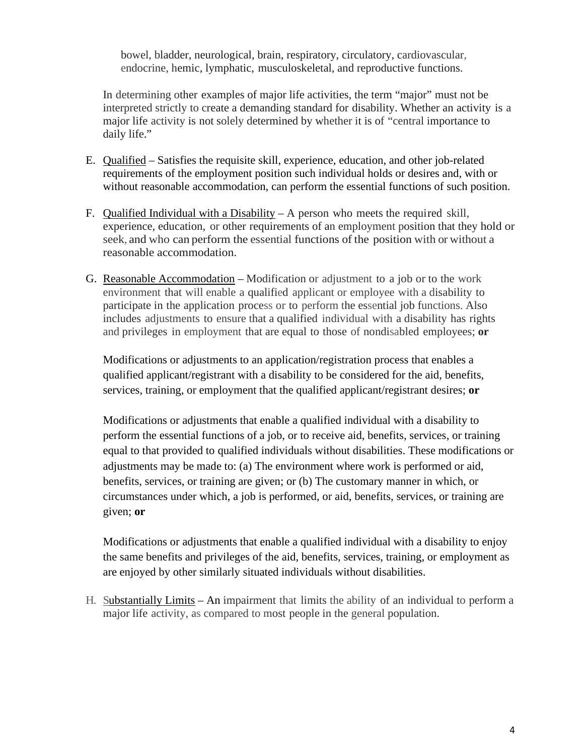bowel, bladder, neurological, brain, respiratory, circulatory, cardiovascular, endocrine, hemic, lymphatic, musculoskeletal, and reproductive functions.

In determining other examples of major life activities, the term "major" must not be interpreted strictly to create a demanding standard for disability. Whether an activity is a major life activity is not solely determined by whether it is of "central importance to daily life."

E. Qualified – Satisfies the requisite skill, experience, education, and other job-related requirements of the employment position such individual holds or desires and, with or without reasonable accommodation, can perform the essential functions of such position.

F. Qualified Individual with a Disability – A person who meets the required skill, experience, education, or other requirements of an employment position that they hold or seek, and who can perform the essential functions of the position with or without a reasonable accommodation.

G. Reasonable Accommodation – Modification or adjustment to a job or to the work environment that will enable a qualified applicant or employee with a disability to participate in the application process or to perform the essential job functions. Also includes adjustments to ensure that a qualified individual with a disability has rights and privileges in employment that are equal to those of nondisabled employees; **or**

   Modifications or adjustments to an application/registration process that enables a qualified applicant/registrant with a disability to be considered for the aid, benefits, services, training, or employment that the qualified applicant/registrant desires; **or**

   Modifications or adjustments that enable a qualified individual with a disability to perform the essential functions of a job, or to receive aid, benefits, services, or training equal to that provided to qualified individuals without disabilities. These modifications or adjustments may be made to: (a) The environment where work is performed or aid, benefits, services, or training are given; or (b) The customary manner in which, or circumstances under which, a job is performed, or aid, benefits, services, or training are given; **or**

   Modifications or adjustments that enable a qualified individual with a disability to enjoy the same benefits and privileges of the aid, benefits, services, training, or employment as are enjoyed by other similarly situated individuals without disabilities.

H. Substantially Limits – An impairment that limits the ability of an individual to perform a major life activity, as compared to most people in the general population.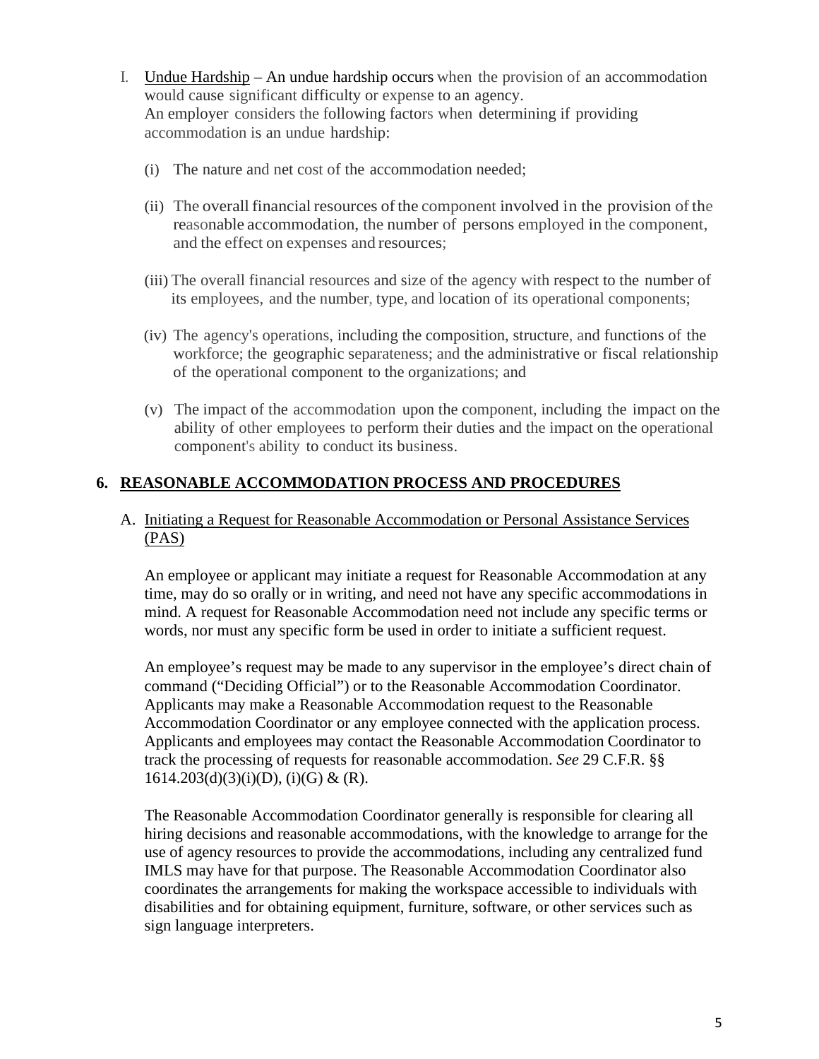I. Undue Hardship – An undue hardship occurs when the provision of an accommodation would cause significant difficulty or expense to an agency.
An employer considers the following factors when determining if providing accommodation is an undue hardship:

(i) The nature and net cost of the accommodation needed;

(ii) The overall financial resources of the component involved in the provision of the reasonable accommodation, the number of persons employed in the component, and the effect on expenses and resources;

(iii) The overall financial resources and size of the agency with respect to the number of its employees, and the number, type, and location of its operational components;

(iv) The agency's operations, including the composition, structure, and functions of the workforce; the geographic separateness; and the administrative or fiscal relationship of the operational component to the organizations; and

(v) The impact of the accommodation upon the component, including the impact on the ability of other employees to perform their duties and the impact on the operational component's ability to conduct its business.

## 6. REASONABLE ACCOMMODATION PROCESS AND PROCEDURES

### A. Initiating a Request for Reasonable Accommodation or Personal Assistance Services (PAS)

An employee or applicant may initiate a request for Reasonable Accommodation at any time, may do so orally or in writing, and need not have any specific accommodations in mind. A request for Reasonable Accommodation need not include any specific terms or words, nor must any specific form be used in order to initiate a sufficient request.

An employee's request may be made to any supervisor in the employee's direct chain of command ("Deciding Official") or to the Reasonable Accommodation Coordinator. Applicants may make a Reasonable Accommodation request to the Reasonable Accommodation Coordinator or any employee connected with the application process. Applicants and employees may contact the Reasonable Accommodation Coordinator to track the processing of requests for reasonable accommodation. *See* 29 C.F.R. §§ 1614.203(d)(3)(i)(D), (i)(G) & (R).

The Reasonable Accommodation Coordinator generally is responsible for clearing all hiring decisions and reasonable accommodations, with the knowledge to arrange for the use of agency resources to provide the accommodations, including any centralized fund IMLS may have for that purpose. The Reasonable Accommodation Coordinator also coordinates the arrangements for making the workspace accessible to individuals with disabilities and for obtaining equipment, furniture, software, or other services such as sign language interpreters.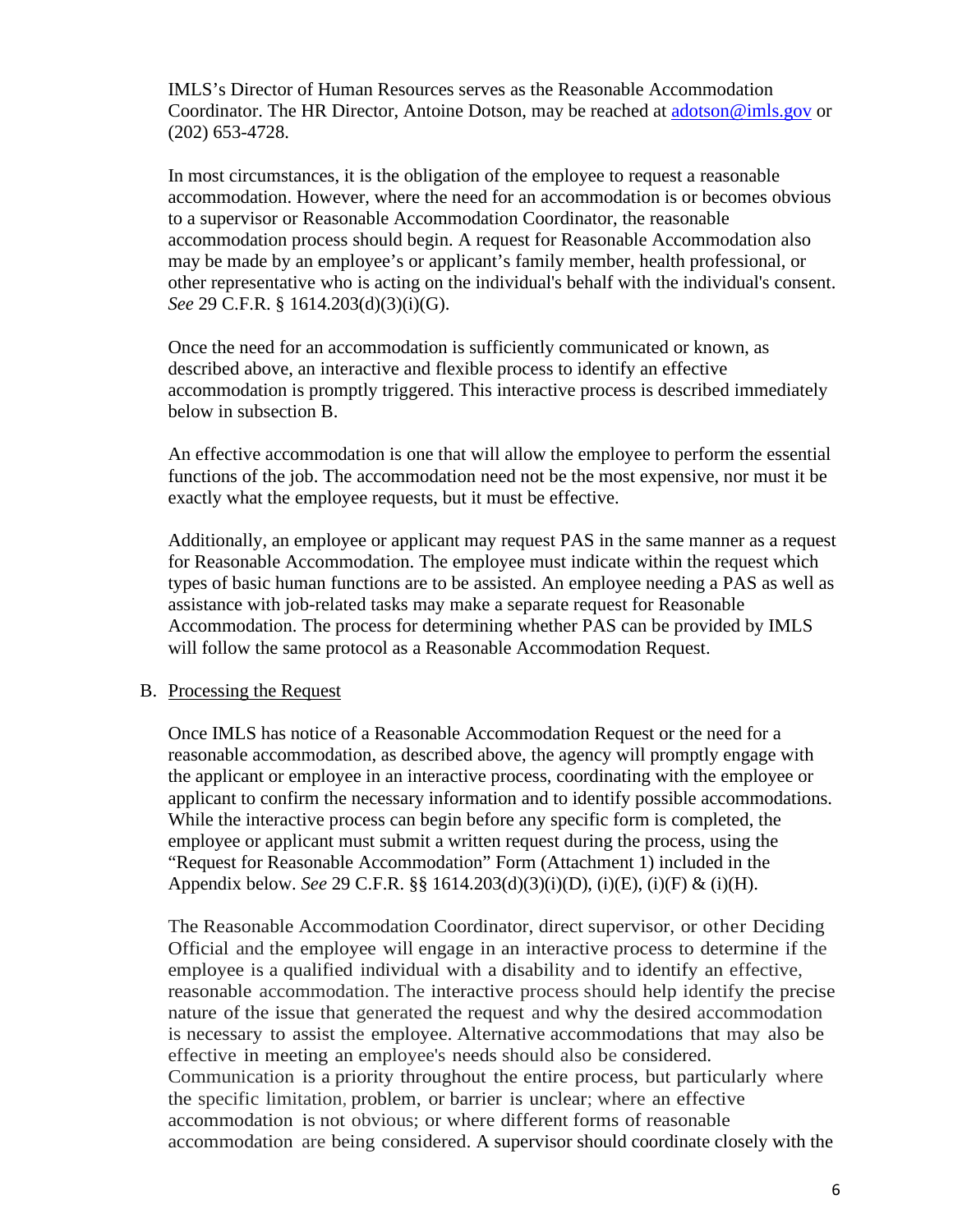IMLS's Director of Human Resources serves as the Reasonable Accommodation Coordinator. The HR Director, Antoine Dotson, may be reached at adotson@imls.gov or (202) 653-4728.

In most circumstances, it is the obligation of the employee to request a reasonable accommodation. However, where the need for an accommodation is or becomes obvious to a supervisor or Reasonable Accommodation Coordinator, the reasonable accommodation process should begin. A request for Reasonable Accommodation also may be made by an employee's or applicant's family member, health professional, or other representative who is acting on the individual's behalf with the individual's consent. *See* 29 C.F.R. § 1614.203(d)(3)(i)(G).

Once the need for an accommodation is sufficiently communicated or known, as described above, an interactive and flexible process to identify an effective accommodation is promptly triggered. This interactive process is described immediately below in subsection B.

An effective accommodation is one that will allow the employee to perform the essential functions of the job. The accommodation need not be the most expensive, nor must it be exactly what the employee requests, but it must be effective.

Additionally, an employee or applicant may request PAS in the same manner as a request for Reasonable Accommodation. The employee must indicate within the request which types of basic human functions are to be assisted. An employee needing a PAS as well as assistance with job-related tasks may make a separate request for Reasonable Accommodation. The process for determining whether PAS can be provided by IMLS will follow the same protocol as a Reasonable Accommodation Request.

B. Processing the Request

Once IMLS has notice of a Reasonable Accommodation Request or the need for a reasonable accommodation, as described above, the agency will promptly engage with the applicant or employee in an interactive process, coordinating with the employee or applicant to confirm the necessary information and to identify possible accommodations. While the interactive process can begin before any specific form is completed, the employee or applicant must submit a written request during the process, using the "Request for Reasonable Accommodation" Form (Attachment 1) included in the Appendix below. *See* 29 C.F.R. §§ 1614.203(d)(3)(i)(D), (i)(E), (i)(F) & (i)(H).

The Reasonable Accommodation Coordinator, direct supervisor, or other Deciding Official and the employee will engage in an interactive process to determine if the employee is a qualified individual with a disability and to identify an effective, reasonable accommodation. The interactive process should help identify the precise nature of the issue that generated the request and why the desired accommodation is necessary to assist the employee. Alternative accommodations that may also be effective in meeting an employee's needs should also be considered. Communication is a priority throughout the entire process, but particularly where the specific limitation, problem, or barrier is unclear; where an effective accommodation is not obvious; or where different forms of reasonable accommodation are being considered. A supervisor should coordinate closely with the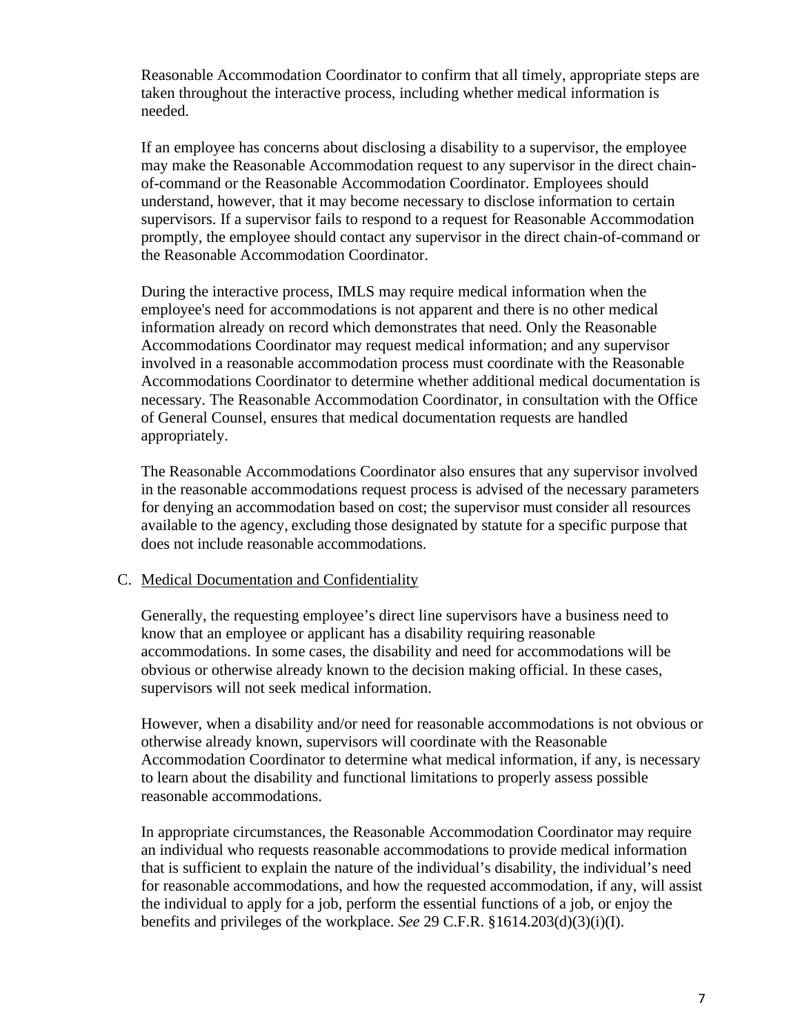Reasonable Accommodation Coordinator to confirm that all timely, appropriate steps are taken throughout the interactive process, including whether medical information is needed.

If an employee has concerns about disclosing a disability to a supervisor, the employee may make the Reasonable Accommodation request to any supervisor in the direct chain-of-command or the Reasonable Accommodation Coordinator. Employees should understand, however, that it may become necessary to disclose information to certain supervisors. If a supervisor fails to respond to a request for Reasonable Accommodation promptly, the employee should contact any supervisor in the direct chain-of-command or the Reasonable Accommodation Coordinator.

During the interactive process, IMLS may require medical information when the employee's need for accommodations is not apparent and there is no other medical information already on record which demonstrates that need. Only the Reasonable Accommodations Coordinator may request medical information; and any supervisor involved in a reasonable accommodation process must coordinate with the Reasonable Accommodations Coordinator to determine whether additional medical documentation is necessary. The Reasonable Accommodation Coordinator, in consultation with the Office of General Counsel, ensures that medical documentation requests are handled appropriately.

The Reasonable Accommodations Coordinator also ensures that any supervisor involved in the reasonable accommodations request process is advised of the necessary parameters for denying an accommodation based on cost; the supervisor must consider all resources available to the agency, excluding those designated by statute for a specific purpose that does not include reasonable accommodations.

C. Medical Documentation and Confidentiality

Generally, the requesting employee's direct line supervisors have a business need to know that an employee or applicant has a disability requiring reasonable accommodations. In some cases, the disability and need for accommodations will be obvious or otherwise already known to the decision making official. In these cases, supervisors will not seek medical information.

However, when a disability and/or need for reasonable accommodations is not obvious or otherwise already known, supervisors will coordinate with the Reasonable Accommodation Coordinator to determine what medical information, if any, is necessary to learn about the disability and functional limitations to properly assess possible reasonable accommodations.

In appropriate circumstances, the Reasonable Accommodation Coordinator may require an individual who requests reasonable accommodations to provide medical information that is sufficient to explain the nature of the individual's disability, the individual's need for reasonable accommodations, and how the requested accommodation, if any, will assist the individual to apply for a job, perform the essential functions of a job, or enjoy the benefits and privileges of the workplace. *See* 29 C.F.R. §1614.203(d)(3)(i)(I).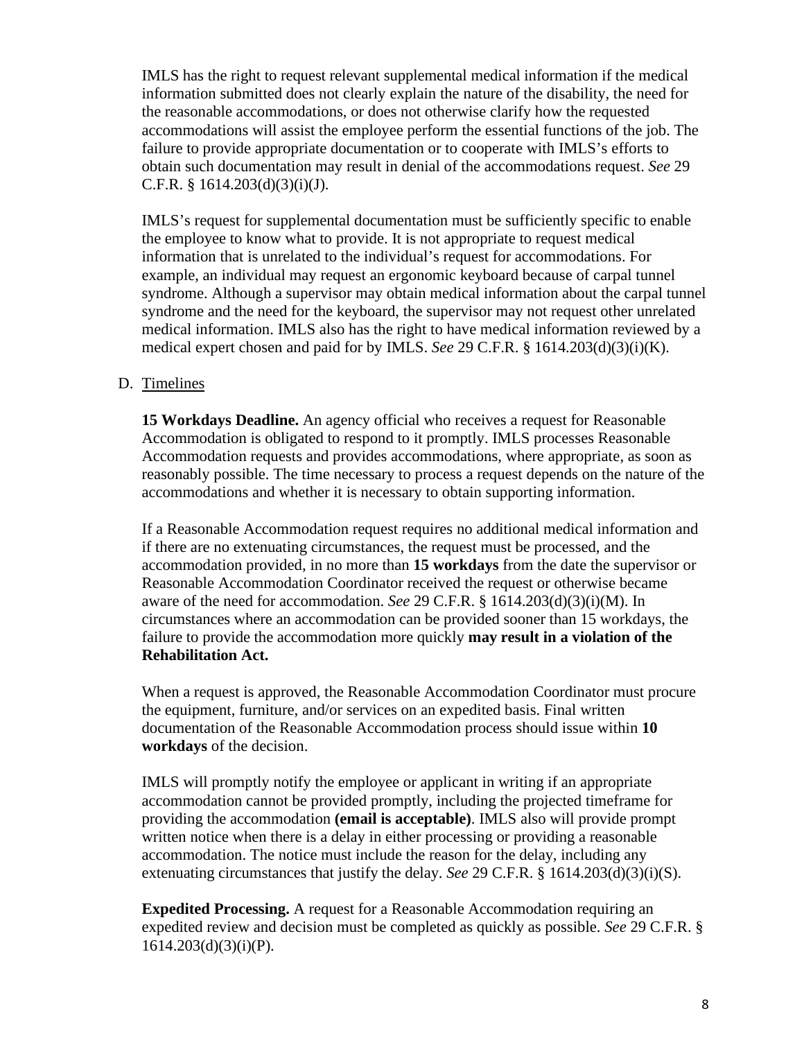IMLS has the right to request relevant supplemental medical information if the medical information submitted does not clearly explain the nature of the disability, the need for the reasonable accommodations, or does not otherwise clarify how the requested accommodations will assist the employee perform the essential functions of the job. The failure to provide appropriate documentation or to cooperate with IMLS's efforts to obtain such documentation may result in denial of the accommodations request. *See* 29 C.F.R. § 1614.203(d)(3)(i)(J).

IMLS's request for supplemental documentation must be sufficiently specific to enable the employee to know what to provide. It is not appropriate to request medical information that is unrelated to the individual's request for accommodations. For example, an individual may request an ergonomic keyboard because of carpal tunnel syndrome. Although a supervisor may obtain medical information about the carpal tunnel syndrome and the need for the keyboard, the supervisor may not request other unrelated medical information. IMLS also has the right to have medical information reviewed by a medical expert chosen and paid for by IMLS. *See* 29 C.F.R. § 1614.203(d)(3)(i)(K).

D. Timelines

**15 Workdays Deadline.** An agency official who receives a request for Reasonable Accommodation is obligated to respond to it promptly. IMLS processes Reasonable Accommodation requests and provides accommodations, where appropriate, as soon as reasonably possible. The time necessary to process a request depends on the nature of the accommodations and whether it is necessary to obtain supporting information.

If a Reasonable Accommodation request requires no additional medical information and if there are no extenuating circumstances, the request must be processed, and the accommodation provided, in no more than **15 workdays** from the date the supervisor or Reasonable Accommodation Coordinator received the request or otherwise became aware of the need for accommodation. *See* 29 C.F.R. § 1614.203(d)(3)(i)(M). In circumstances where an accommodation can be provided sooner than 15 workdays, the failure to provide the accommodation more quickly **may result in a violation of the Rehabilitation Act.**

When a request is approved, the Reasonable Accommodation Coordinator must procure the equipment, furniture, and/or services on an expedited basis. Final written documentation of the Reasonable Accommodation process should issue within **10 workdays** of the decision.

IMLS will promptly notify the employee or applicant in writing if an appropriate accommodation cannot be provided promptly, including the projected timeframe for providing the accommodation **(email is acceptable)**. IMLS also will provide prompt written notice when there is a delay in either processing or providing a reasonable accommodation. The notice must include the reason for the delay, including any extenuating circumstances that justify the delay. *See* 29 C.F.R. § 1614.203(d)(3)(i)(S).

**Expedited Processing.** A request for a Reasonable Accommodation requiring an expedited review and decision must be completed as quickly as possible. *See* 29 C.F.R. § 1614.203(d)(3)(i)(P).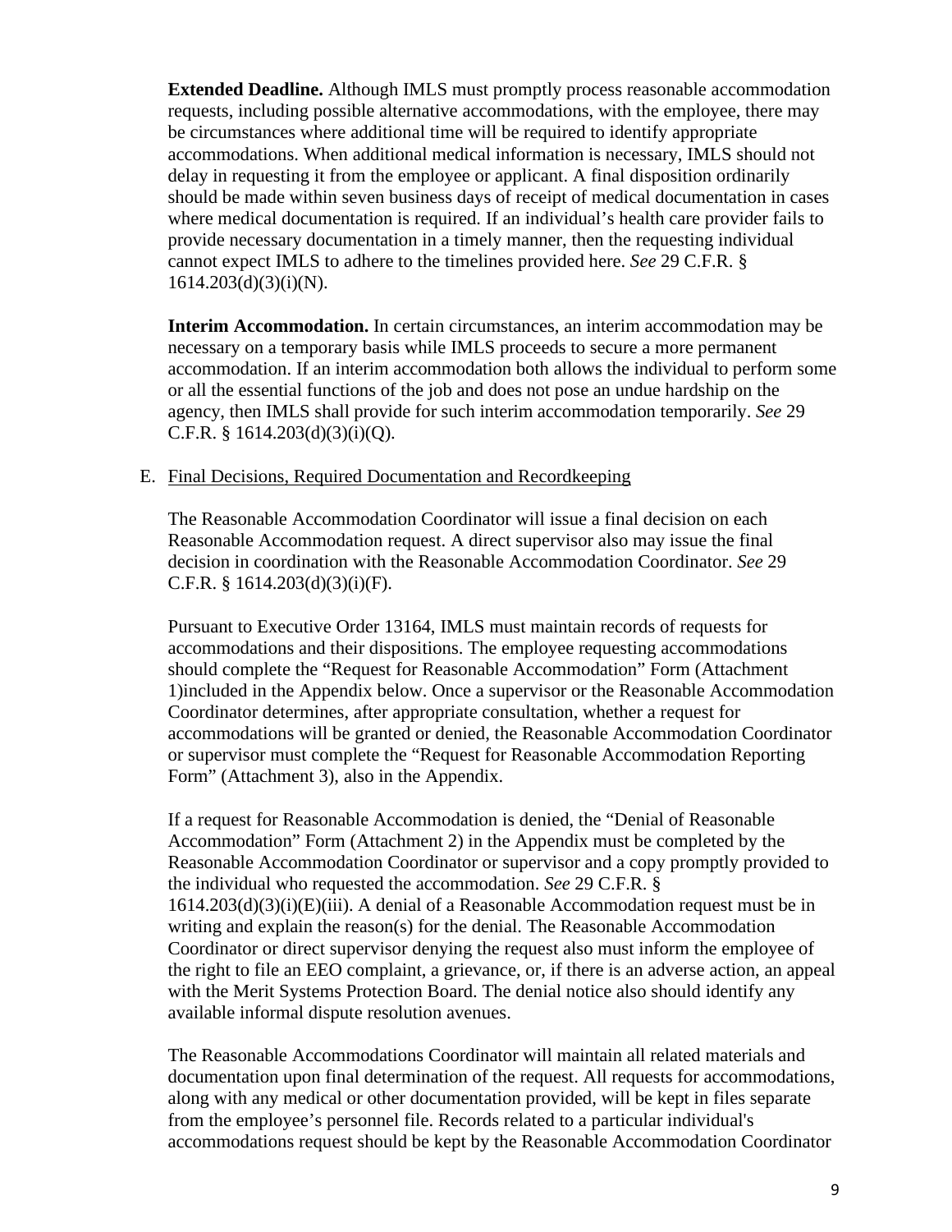**Extended Deadline.** Although IMLS must promptly process reasonable accommodation requests, including possible alternative accommodations, with the employee, there may be circumstances where additional time will be required to identify appropriate accommodations. When additional medical information is necessary, IMLS should not delay in requesting it from the employee or applicant. A final disposition ordinarily should be made within seven business days of receipt of medical documentation in cases where medical documentation is required. If an individual's health care provider fails to provide necessary documentation in a timely manner, then the requesting individual cannot expect IMLS to adhere to the timelines provided here. *See* 29 C.F.R. § 1614.203(d)(3)(i)(N).

**Interim Accommodation.** In certain circumstances, an interim accommodation may be necessary on a temporary basis while IMLS proceeds to secure a more permanent accommodation. If an interim accommodation both allows the individual to perform some or all the essential functions of the job and does not pose an undue hardship on the agency, then IMLS shall provide for such interim accommodation temporarily. *See* 29 C.F.R. § 1614.203(d)(3)(i)(Q).

E. Final Decisions, Required Documentation and Recordkeeping

The Reasonable Accommodation Coordinator will issue a final decision on each Reasonable Accommodation request. A direct supervisor also may issue the final decision in coordination with the Reasonable Accommodation Coordinator. *See* 29 C.F.R. § 1614.203(d)(3)(i)(F).

Pursuant to Executive Order 13164, IMLS must maintain records of requests for accommodations and their dispositions. The employee requesting accommodations should complete the "Request for Reasonable Accommodation" Form (Attachment 1)included in the Appendix below. Once a supervisor or the Reasonable Accommodation Coordinator determines, after appropriate consultation, whether a request for accommodations will be granted or denied, the Reasonable Accommodation Coordinator or supervisor must complete the "Request for Reasonable Accommodation Reporting Form" (Attachment 3), also in the Appendix.

If a request for Reasonable Accommodation is denied, the "Denial of Reasonable Accommodation" Form (Attachment 2) in the Appendix must be completed by the Reasonable Accommodation Coordinator or supervisor and a copy promptly provided to the individual who requested the accommodation. *See* 29 C.F.R. § 1614.203(d)(3)(i)(E)(iii). A denial of a Reasonable Accommodation request must be in writing and explain the reason(s) for the denial. The Reasonable Accommodation Coordinator or direct supervisor denying the request also must inform the employee of the right to file an EEO complaint, a grievance, or, if there is an adverse action, an appeal with the Merit Systems Protection Board. The denial notice also should identify any available informal dispute resolution avenues.

The Reasonable Accommodations Coordinator will maintain all related materials and documentation upon final determination of the request. All requests for accommodations, along with any medical or other documentation provided, will be kept in files separate from the employee's personnel file. Records related to a particular individual's accommodations request should be kept by the Reasonable Accommodation Coordinator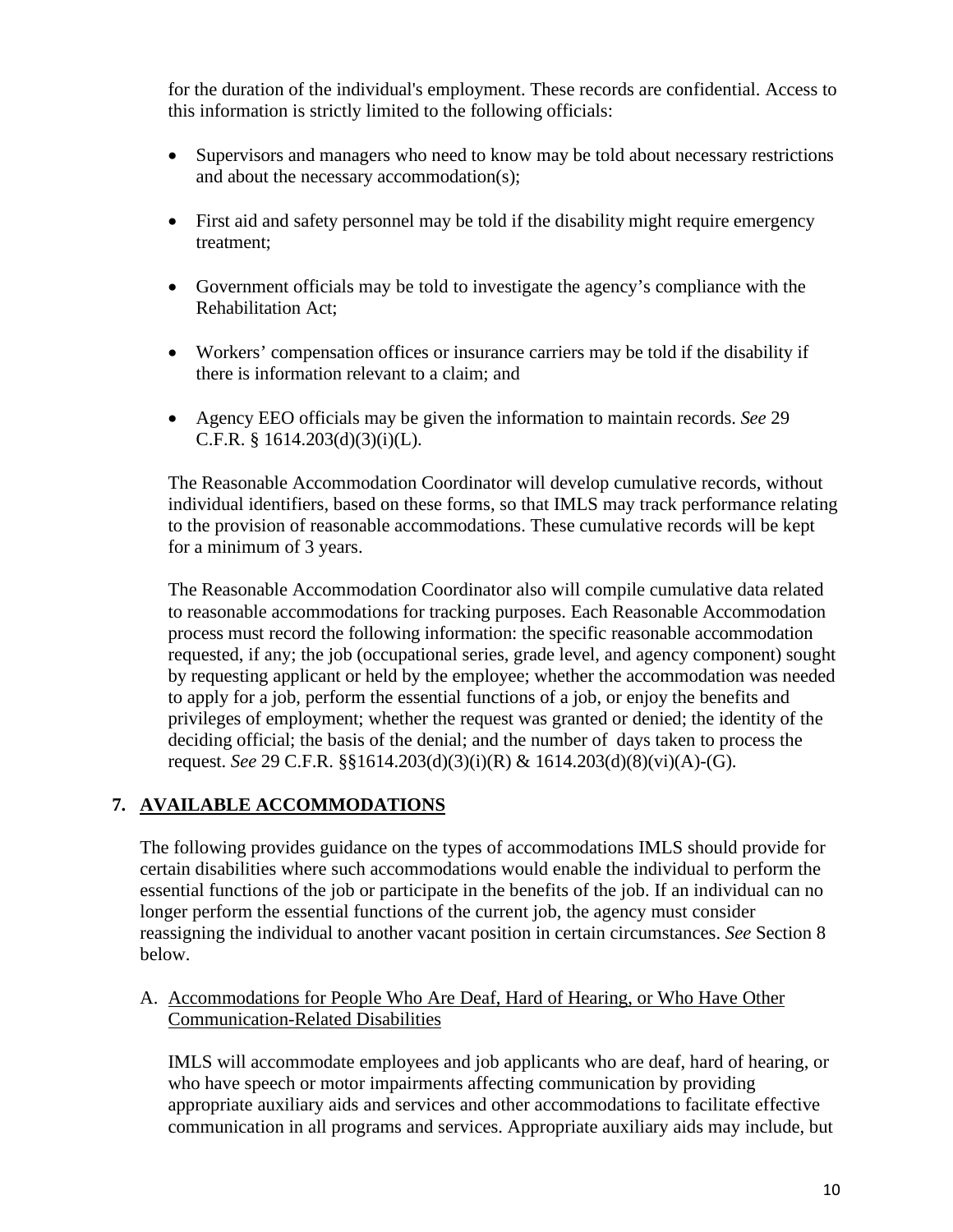for the duration of the individual's employment. These records are confidential. Access to this information is strictly limited to the following officials:

- Supervisors and managers who need to know may be told about necessary restrictions and about the necessary accommodation(s);
- First aid and safety personnel may be told if the disability might require emergency treatment;
- Government officials may be told to investigate the agency's compliance with the Rehabilitation Act;
- Workers' compensation offices or insurance carriers may be told if the disability if there is information relevant to a claim; and
- Agency EEO officials may be given the information to maintain records. *See* 29 C.F.R. § 1614.203(d)(3)(i)(L).

The Reasonable Accommodation Coordinator will develop cumulative records, without individual identifiers, based on these forms, so that IMLS may track performance relating to the provision of reasonable accommodations. These cumulative records will be kept for a minimum of 3 years.

The Reasonable Accommodation Coordinator also will compile cumulative data related to reasonable accommodations for tracking purposes. Each Reasonable Accommodation process must record the following information: the specific reasonable accommodation requested, if any; the job (occupational series, grade level, and agency component) sought by requesting applicant or held by the employee; whether the accommodation was needed to apply for a job, perform the essential functions of a job, or enjoy the benefits and privileges of employment; whether the request was granted or denied; the identity of the deciding official; the basis of the denial; and the number of days taken to process the request. *See* 29 C.F.R. §§1614.203(d)(3)(i)(R) & 1614.203(d)(8)(vi)(A)-(G).

## 7. AVAILABLE ACCOMMODATIONS

The following provides guidance on the types of accommodations IMLS should provide for certain disabilities where such accommodations would enable the individual to perform the essential functions of the job or participate in the benefits of the job. If an individual can no longer perform the essential functions of the current job, the agency must consider reassigning the individual to another vacant position in certain circumstances. *See* Section 8 below.

### A. Accommodations for People Who Are Deaf, Hard of Hearing, or Who Have Other Communication-Related Disabilities

IMLS will accommodate employees and job applicants who are deaf, hard of hearing, or who have speech or motor impairments affecting communication by providing appropriate auxiliary aids and services and other accommodations to facilitate effective communication in all programs and services. Appropriate auxiliary aids may include, but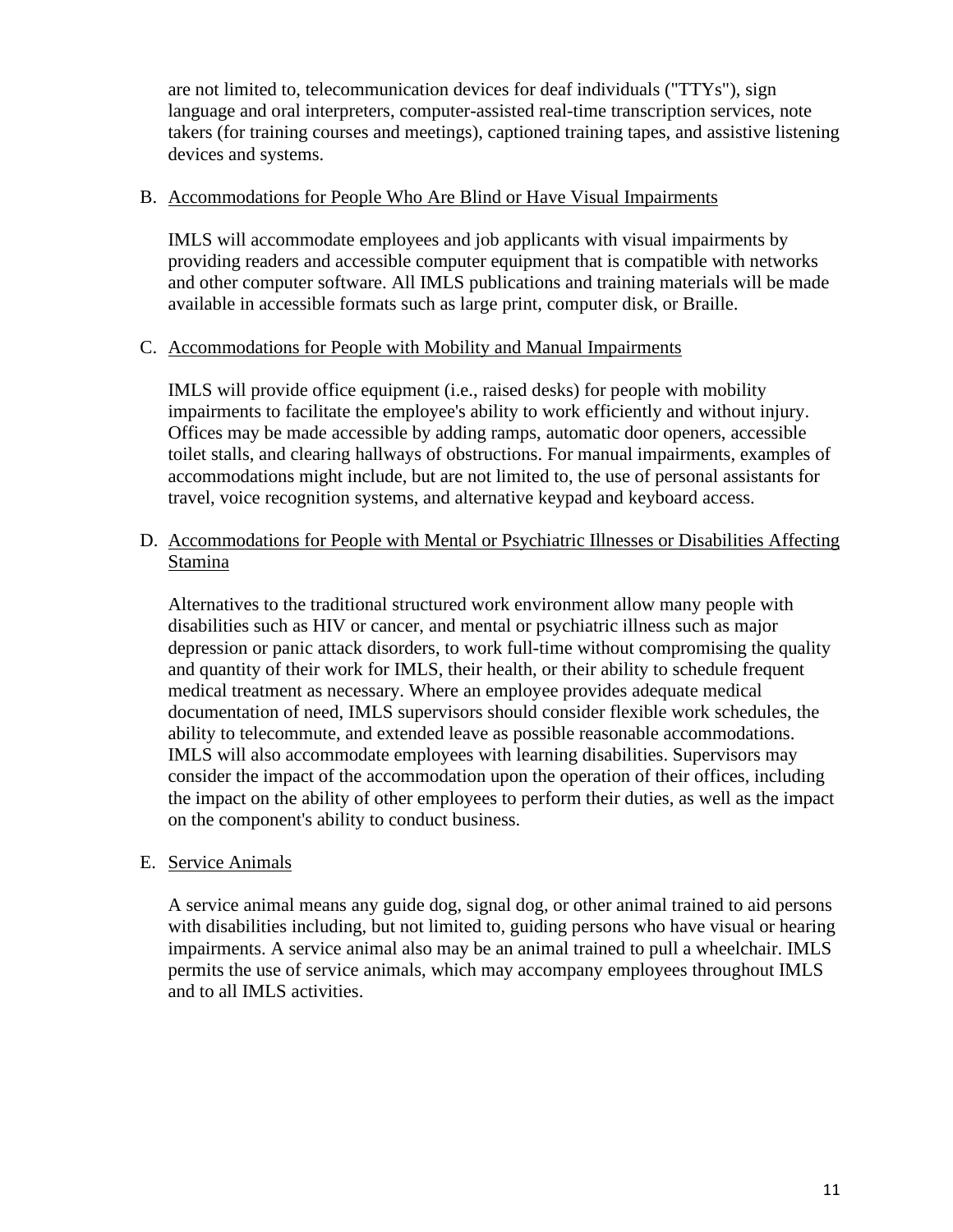are not limited to, telecommunication devices for deaf individuals ("TTYs"), sign language and oral interpreters, computer-assisted real-time transcription services, note takers (for training courses and meetings), captioned training tapes, and assistive listening devices and systems.

B. Accommodations for People Who Are Blind or Have Visual Impairments

IMLS will accommodate employees and job applicants with visual impairments by providing readers and accessible computer equipment that is compatible with networks and other computer software. All IMLS publications and training materials will be made available in accessible formats such as large print, computer disk, or Braille.

C. Accommodations for People with Mobility and Manual Impairments

IMLS will provide office equipment (i.e., raised desks) for people with mobility impairments to facilitate the employee's ability to work efficiently and without injury. Offices may be made accessible by adding ramps, automatic door openers, accessible toilet stalls, and clearing hallways of obstructions. For manual impairments, examples of accommodations might include, but are not limited to, the use of personal assistants for travel, voice recognition systems, and alternative keypad and keyboard access.

D. Accommodations for People with Mental or Psychiatric Illnesses or Disabilities Affecting Stamina

Alternatives to the traditional structured work environment allow many people with disabilities such as HIV or cancer, and mental or psychiatric illness such as major depression or panic attack disorders, to work full-time without compromising the quality and quantity of their work for IMLS, their health, or their ability to schedule frequent medical treatment as necessary. Where an employee provides adequate medical documentation of need, IMLS supervisors should consider flexible work schedules, the ability to telecommute, and extended leave as possible reasonable accommodations. IMLS will also accommodate employees with learning disabilities. Supervisors may consider the impact of the accommodation upon the operation of their offices, including the impact on the ability of other employees to perform their duties, as well as the impact on the component's ability to conduct business.

E. Service Animals

A service animal means any guide dog, signal dog, or other animal trained to aid persons with disabilities including, but not limited to, guiding persons who have visual or hearing impairments. A service animal also may be an animal trained to pull a wheelchair. IMLS permits the use of service animals, which may accompany employees throughout IMLS and to all IMLS activities.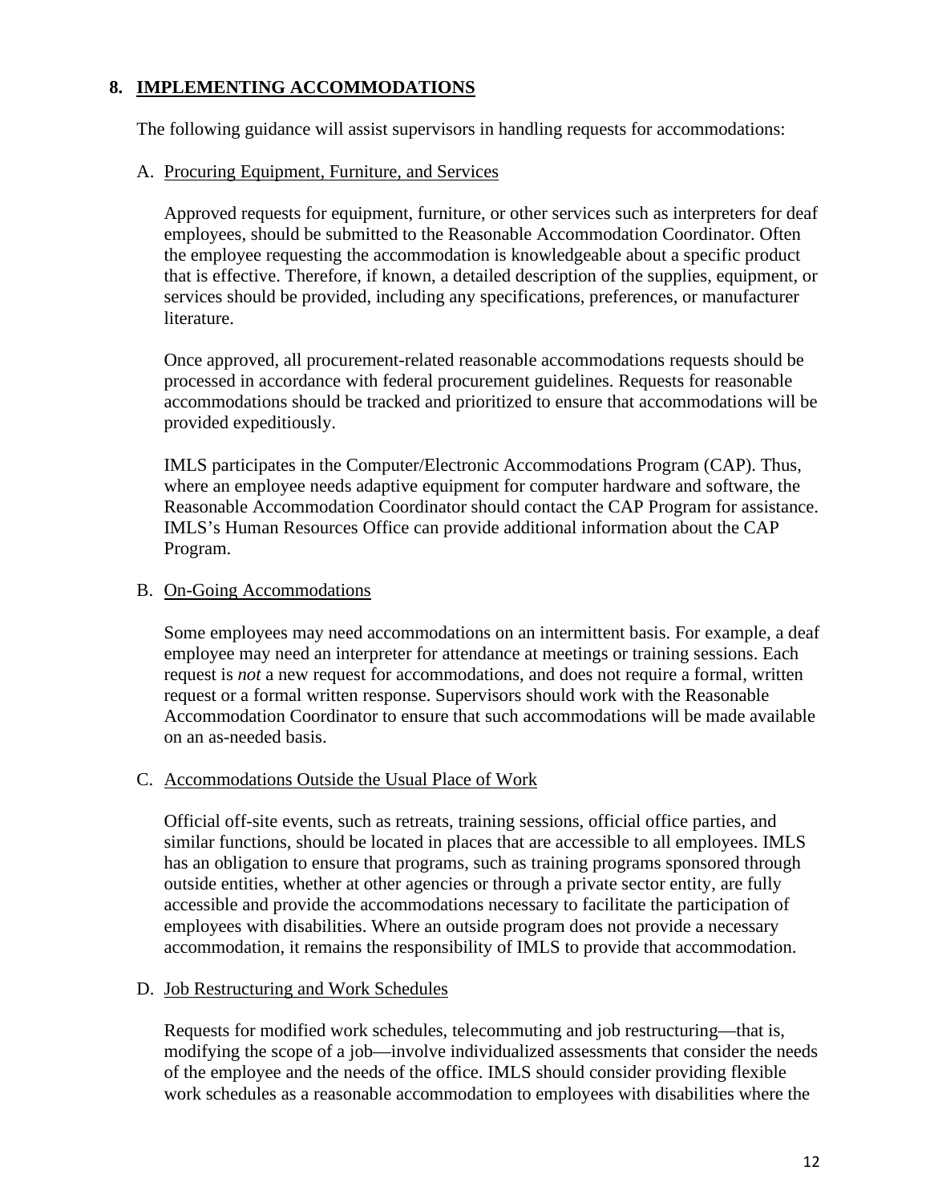## 8. IMPLEMENTING ACCOMMODATIONS

The following guidance will assist supervisors in handling requests for accommodations:

### A. Procuring Equipment, Furniture, and Services

Approved requests for equipment, furniture, or other services such as interpreters for deaf employees, should be submitted to the Reasonable Accommodation Coordinator. Often the employee requesting the accommodation is knowledgeable about a specific product that is effective. Therefore, if known, a detailed description of the supplies, equipment, or services should be provided, including any specifications, preferences, or manufacturer literature.

Once approved, all procurement-related reasonable accommodations requests should be processed in accordance with federal procurement guidelines. Requests for reasonable accommodations should be tracked and prioritized to ensure that accommodations will be provided expeditiously.

IMLS participates in the Computer/Electronic Accommodations Program (CAP). Thus, where an employee needs adaptive equipment for computer hardware and software, the Reasonable Accommodation Coordinator should contact the CAP Program for assistance. IMLS's Human Resources Office can provide additional information about the CAP Program.

### B. On-Going Accommodations

Some employees may need accommodations on an intermittent basis. For example, a deaf employee may need an interpreter for attendance at meetings or training sessions. Each request is *not* a new request for accommodations, and does not require a formal, written request or a formal written response. Supervisors should work with the Reasonable Accommodation Coordinator to ensure that such accommodations will be made available on an as-needed basis.

### C. Accommodations Outside the Usual Place of Work

Official off-site events, such as retreats, training sessions, official office parties, and similar functions, should be located in places that are accessible to all employees. IMLS has an obligation to ensure that programs, such as training programs sponsored through outside entities, whether at other agencies or through a private sector entity, are fully accessible and provide the accommodations necessary to facilitate the participation of employees with disabilities. Where an outside program does not provide a necessary accommodation, it remains the responsibility of IMLS to provide that accommodation.

### D. Job Restructuring and Work Schedules

Requests for modified work schedules, telecommuting and job restructuring—that is, modifying the scope of a job—involve individualized assessments that consider the needs of the employee and the needs of the office. IMLS should consider providing flexible work schedules as a reasonable accommodation to employees with disabilities where the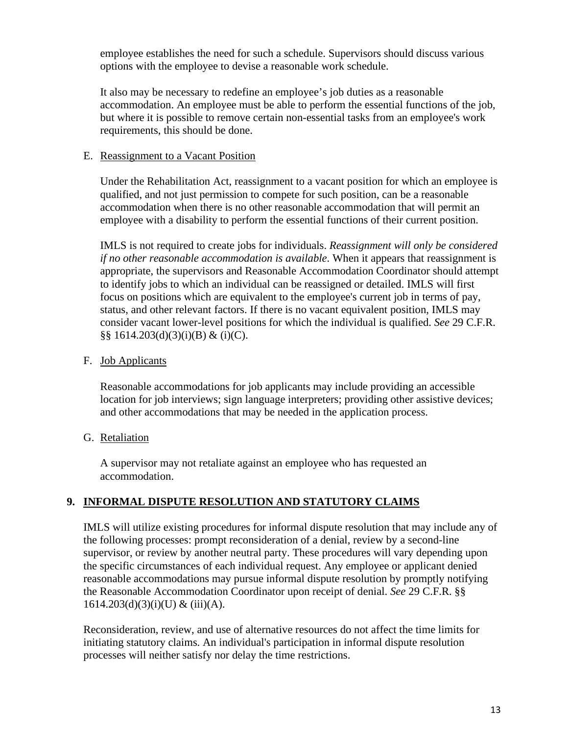employee establishes the need for such a schedule. Supervisors should discuss various options with the employee to devise a reasonable work schedule.

It also may be necessary to redefine an employee's job duties as a reasonable accommodation. An employee must be able to perform the essential functions of the job, but where it is possible to remove certain non-essential tasks from an employee's work requirements, this should be done.

E. Reassignment to a Vacant Position

Under the Rehabilitation Act, reassignment to a vacant position for which an employee is qualified, and not just permission to compete for such position, can be a reasonable accommodation when there is no other reasonable accommodation that will permit an employee with a disability to perform the essential functions of their current position.

IMLS is not required to create jobs for individuals. *Reassignment will only be considered if no other reasonable accommodation is available*. When it appears that reassignment is appropriate, the supervisors and Reasonable Accommodation Coordinator should attempt to identify jobs to which an individual can be reassigned or detailed. IMLS will first focus on positions which are equivalent to the employee's current job in terms of pay, status, and other relevant factors. If there is no vacant equivalent position, IMLS may consider vacant lower-level positions for which the individual is qualified. *See* 29 C.F.R. §§ 1614.203(d)(3)(i)(B) & (i)(C).

F. Job Applicants

Reasonable accommodations for job applicants may include providing an accessible location for job interviews; sign language interpreters; providing other assistive devices; and other accommodations that may be needed in the application process.

G. Retaliation

A supervisor may not retaliate against an employee who has requested an accommodation.

## 9. INFORMAL DISPUTE RESOLUTION AND STATUTORY CLAIMS

IMLS will utilize existing procedures for informal dispute resolution that may include any of the following processes: prompt reconsideration of a denial, review by a second-line supervisor, or review by another neutral party. These procedures will vary depending upon the specific circumstances of each individual request. Any employee or applicant denied reasonable accommodations may pursue informal dispute resolution by promptly notifying the Reasonable Accommodation Coordinator upon receipt of denial. *See* 29 C.F.R. §§ 1614.203(d)(3)(i)(U) & (iii)(A).

Reconsideration, review, and use of alternative resources do not affect the time limits for initiating statutory claims. An individual's participation in informal dispute resolution processes will neither satisfy nor delay the time restrictions.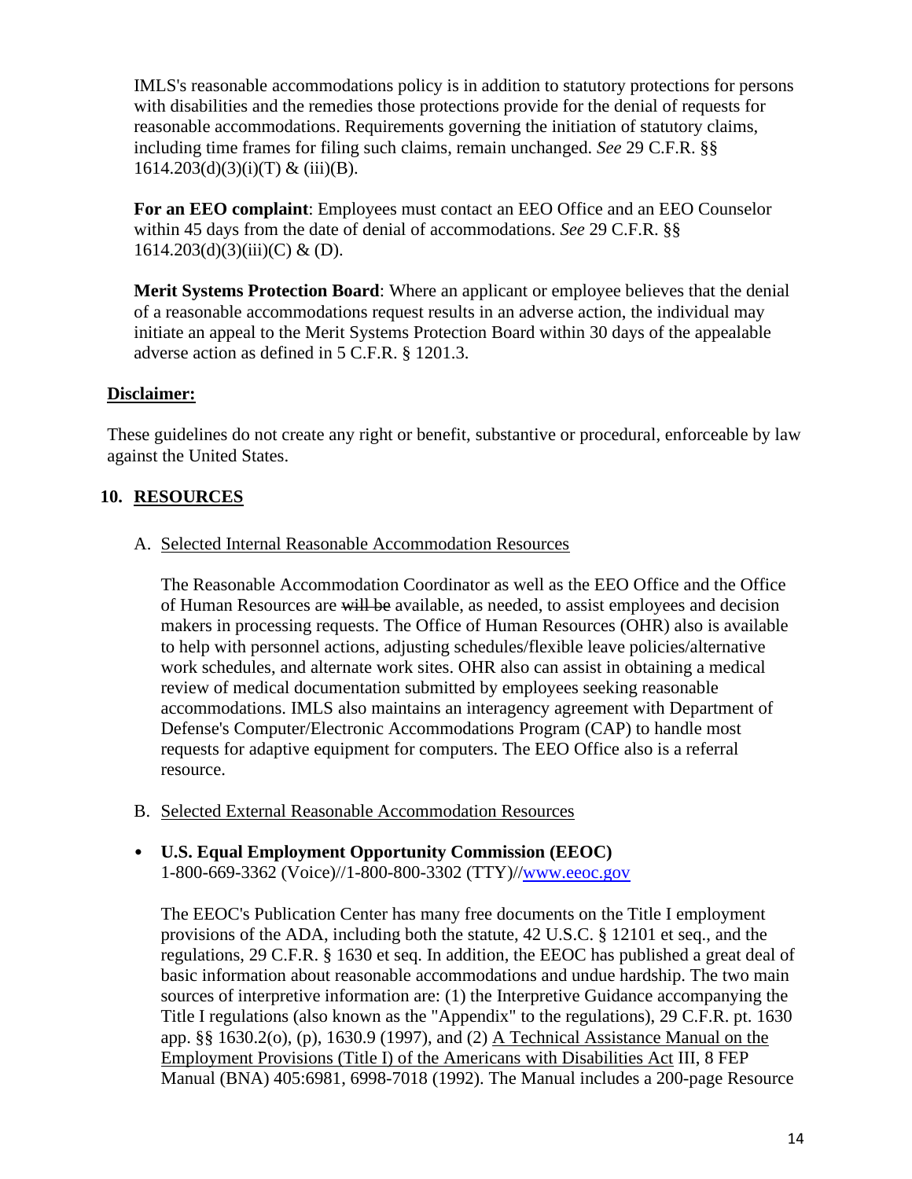IMLS's reasonable accommodations policy is in addition to statutory protections for persons with disabilities and the remedies those protections provide for the denial of requests for reasonable accommodations. Requirements governing the initiation of statutory claims, including time frames for filing such claims, remain unchanged. *See* 29 C.F.R. §§ 1614.203(d)(3)(i)(T) & (iii)(B).

**For an EEO complaint**: Employees must contact an EEO Office and an EEO Counselor within 45 days from the date of denial of accommodations. *See* 29 C.F.R. §§ 1614.203(d)(3)(iii)(C) & (D).

**Merit Systems Protection Board**: Where an applicant or employee believes that the denial of a reasonable accommodations request results in an adverse action, the individual may initiate an appeal to the Merit Systems Protection Board within 30 days of the appealable adverse action as defined in 5 C.F.R. § 1201.3.

**Disclaimer:**

These guidelines do not create any right or benefit, substantive or procedural, enforceable by law against the United States.

## 10. RESOURCES

A. Selected Internal Reasonable Accommodation Resources

The Reasonable Accommodation Coordinator as well as the EEO Office and the Office of Human Resources are ~~will be~~ available, as needed, to assist employees and decision makers in processing requests. The Office of Human Resources (OHR) also is available to help with personnel actions, adjusting schedules/flexible leave policies/alternative work schedules, and alternate work sites. OHR also can assist in obtaining a medical review of medical documentation submitted by employees seeking reasonable accommodations. IMLS also maintains an interagency agreement with Department of Defense's Computer/Electronic Accommodations Program (CAP) to handle most requests for adaptive equipment for computers. The EEO Office also is a referral resource.

B. Selected External Reasonable Accommodation Resources

- **U.S. Equal Employment Opportunity Commission (EEOC)**
  1-800-669-3362 (Voice)//1-800-800-3302 (TTY)//[www.eeoc.gov](http://www.eeoc.gov)

  The EEOC's Publication Center has many free documents on the Title I employment provisions of the ADA, including both the statute, 42 U.S.C. § 12101 et seq., and the regulations, 29 C.F.R. § 1630 et seq. In addition, the EEOC has published a great deal of basic information about reasonable accommodations and undue hardship. The two main sources of interpretive information are: (1) the Interpretive Guidance accompanying the Title I regulations (also known as the "Appendix" to the regulations), 29 C.F.R. pt. 1630 app. §§ 1630.2(o), (p), 1630.9 (1997), and (2) A Technical Assistance Manual on the Employment Provisions (Title I) of the Americans with Disabilities Act III, 8 FEP Manual (BNA) 405:6981, 6998-7018 (1992). The Manual includes a 200-page Resource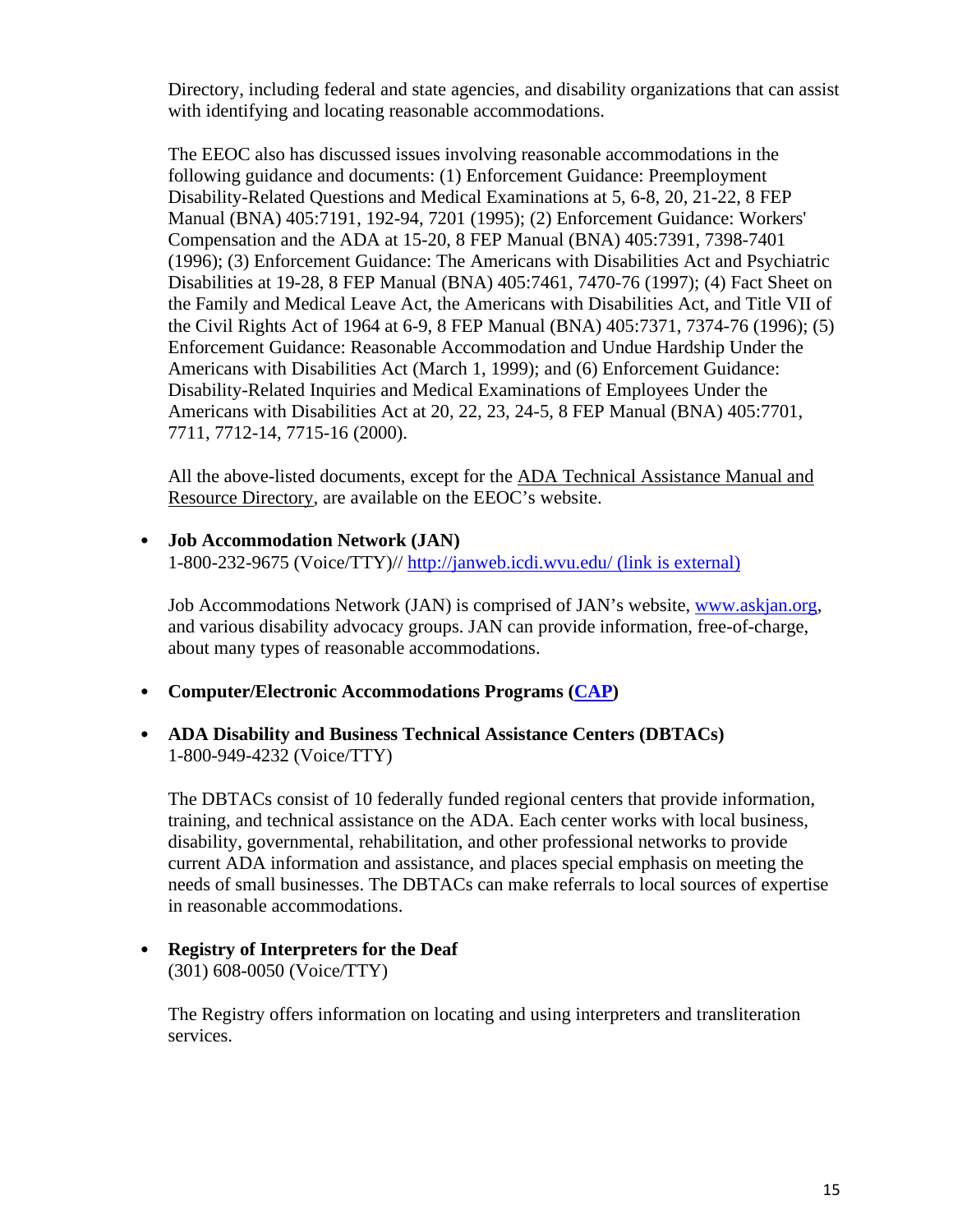Directory, including federal and state agencies, and disability organizations that can assist with identifying and locating reasonable accommodations.

The EEOC also has discussed issues involving reasonable accommodations in the following guidance and documents: (1) Enforcement Guidance: Preemployment Disability-Related Questions and Medical Examinations at 5, 6-8, 20, 21-22, 8 FEP Manual (BNA) 405:7191, 192-94, 7201 (1995); (2) Enforcement Guidance: Workers' Compensation and the ADA at 15-20, 8 FEP Manual (BNA) 405:7391, 7398-7401 (1996); (3) Enforcement Guidance: The Americans with Disabilities Act and Psychiatric Disabilities at 19-28, 8 FEP Manual (BNA) 405:7461, 7470-76 (1997); (4) Fact Sheet on the Family and Medical Leave Act, the Americans with Disabilities Act, and Title VII of the Civil Rights Act of 1964 at 6-9, 8 FEP Manual (BNA) 405:7371, 7374-76 (1996); (5) Enforcement Guidance: Reasonable Accommodation and Undue Hardship Under the Americans with Disabilities Act (March 1, 1999); and (6) Enforcement Guidance: Disability-Related Inquiries and Medical Examinations of Employees Under the Americans with Disabilities Act at 20, 22, 23, 24-5, 8 FEP Manual (BNA) 405:7701, 7711, 7712-14, 7715-16 (2000).

All the above-listed documents, except for the ADA Technical Assistance Manual and Resource Directory, are available on the EEOC's website.

- **Job Accommodation Network (JAN)**
  1-800-232-9675 (Voice/TTY)// [http://janweb.icdi.wvu.edu/ (link is external)](http://janweb.icdi.wvu.edu/)

  Job Accommodations Network (JAN) is comprised of JAN's website, [www.askjan.org](www.askjan.org), and various disability advocacy groups. JAN can provide information, free-of-charge, about many types of reasonable accommodations.

- **Computer/Electronic Accommodations Programs (CAP)**

- **ADA Disability and Business Technical Assistance Centers (DBTACs)**
  1-800-949-4232 (Voice/TTY)

  The DBTACs consist of 10 federally funded regional centers that provide information, training, and technical assistance on the ADA. Each center works with local business, disability, governmental, rehabilitation, and other professional networks to provide current ADA information and assistance, and places special emphasis on meeting the needs of small businesses. The DBTACs can make referrals to local sources of expertise in reasonable accommodations.

- **Registry of Interpreters for the Deaf**
  (301) 608-0050 (Voice/TTY)

  The Registry offers information on locating and using interpreters and transliteration services.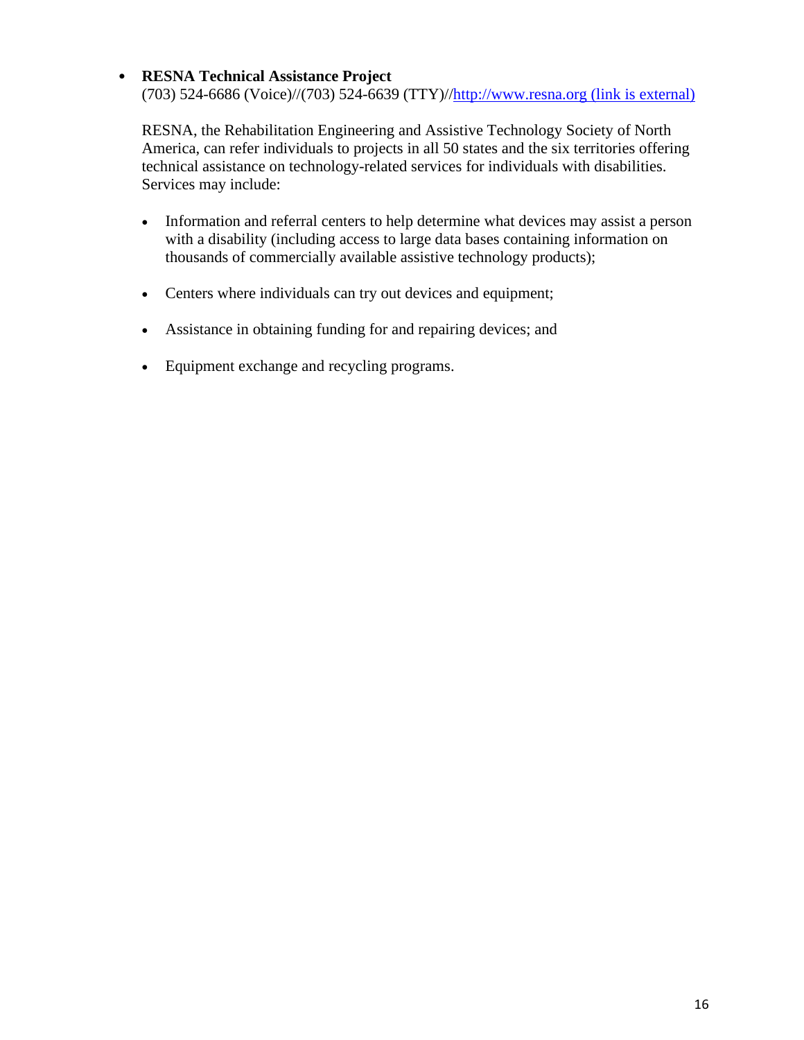- **RESNA Technical Assistance Project**
  (703) 524-6686 (Voice)//(703) 524-6639 (TTY)//[http://www.resna.org (link is external)](http://www.resna.org)

  RESNA, the Rehabilitation Engineering and Assistive Technology Society of North America, can refer individuals to projects in all 50 states and the six territories offering technical assistance on technology-related services for individuals with disabilities. Services may include:

  - Information and referral centers to help determine what devices may assist a person with a disability (including access to large data bases containing information on thousands of commercially available assistive technology products);

  - Centers where individuals can try out devices and equipment;

  - Assistance in obtaining funding for and repairing devices; and

  - Equipment exchange and recycling programs.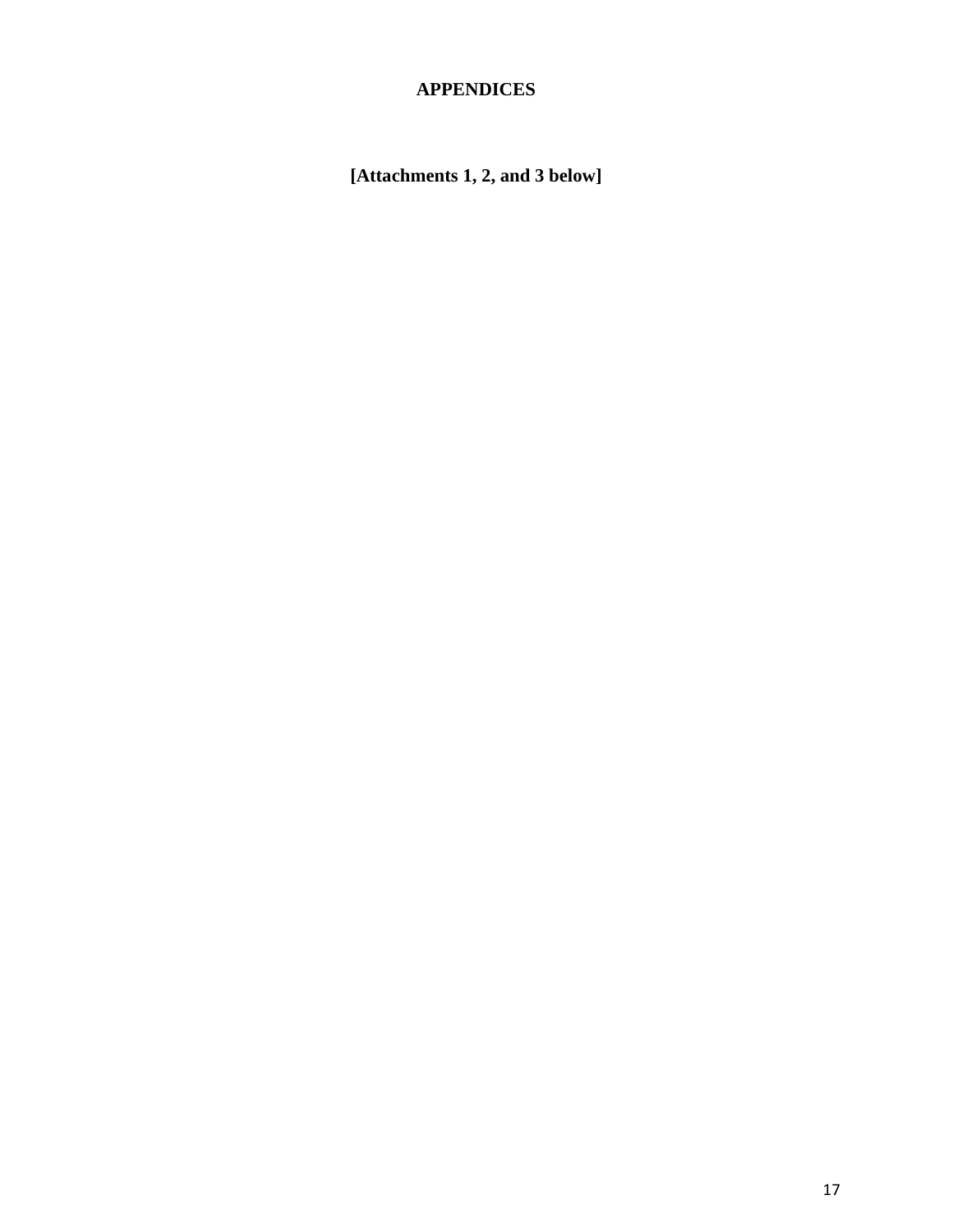# APPENDICES

**[Attachments 1, 2, and 3 below]**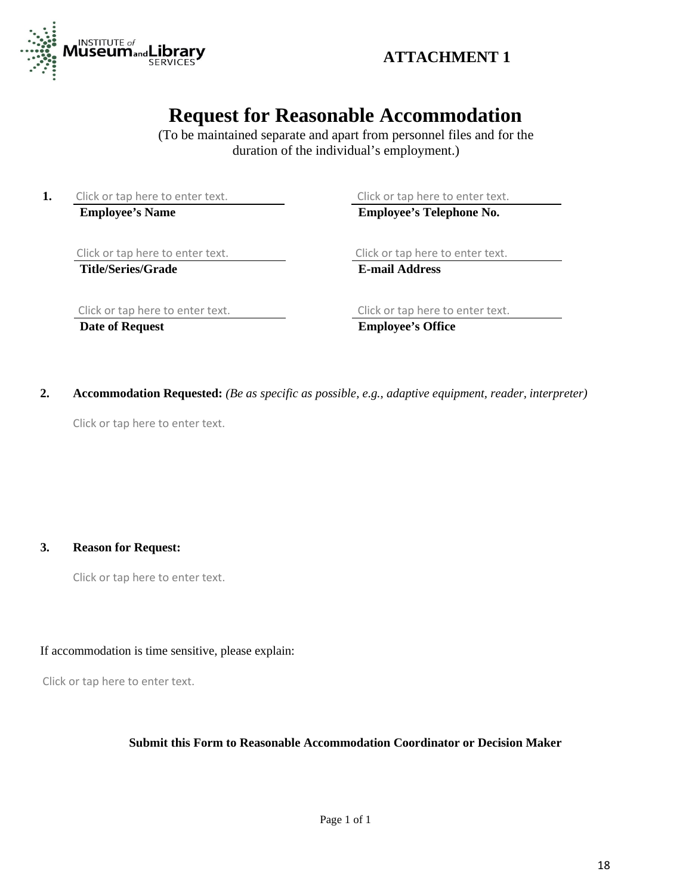**ATTACHMENT 1**

# Request for Reasonable Accommodation

(To be maintained separate and apart from personnel files and for the duration of the individual's employment.)

**1.**

| Click or tap here to enter text. | Click or tap here to enter text. |
|---|---|
| **Employee's Name** | **Employee's Telephone No.** |
| Click or tap here to enter text. | Click or tap here to enter text. |
| **Title/Series/Grade** | **E-mail Address** |
| Click or tap here to enter text. | Click or tap here to enter text. |
| **Date of Request** | **Employee's Office** |

**2. Accommodation Requested:** *(Be as specific as possible, e.g., adaptive equipment, reader, interpreter)*

Click or tap here to enter text.

**3. Reason for Request:**

Click or tap here to enter text.

If accommodation is time sensitive, please explain:

Click or tap here to enter text.

**Submit this Form to Reasonable Accommodation Coordinator or Decision Maker**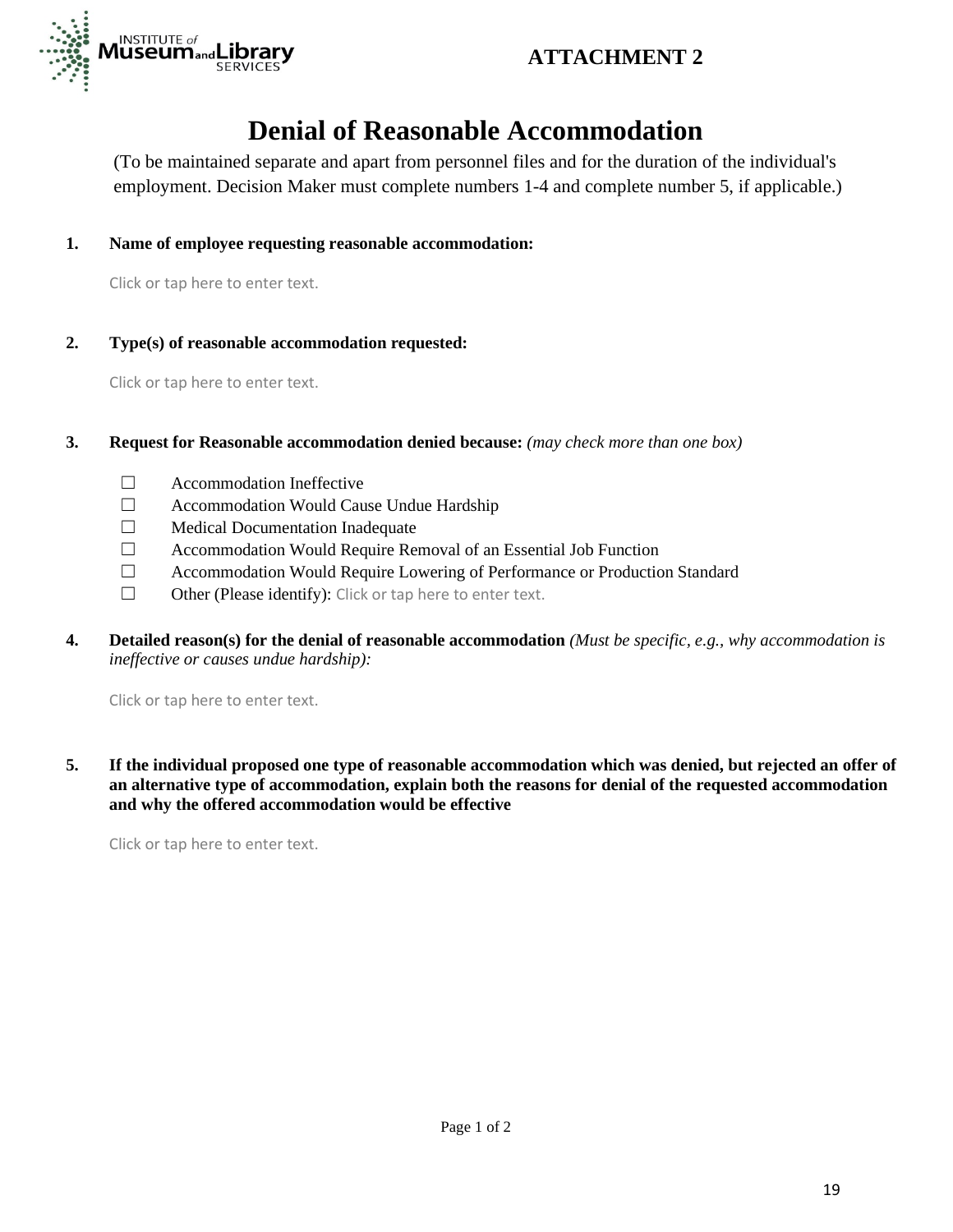**ATTACHMENT 2**

# Denial of Reasonable Accommodation

(To be maintained separate and apart from personnel files and for the duration of the individual's employment. Decision Maker must complete numbers 1-4 and complete number 5, if applicable.)

**1. Name of employee requesting reasonable accommodation:**

Click or tap here to enter text.

**2. Type(s) of reasonable accommodation requested:**

Click or tap here to enter text.

**3. Request for Reasonable accommodation denied because:** *(may check more than one box)*

- ☐ Accommodation Ineffective
- ☐ Accommodation Would Cause Undue Hardship
- ☐ Medical Documentation Inadequate
- ☐ Accommodation Would Require Removal of an Essential Job Function
- ☐ Accommodation Would Require Lowering of Performance or Production Standard
- ☐ Other (Please identify): Click or tap here to enter text.

**4. Detailed reason(s) for the denial of reasonable accommodation** *(Must be specific, e.g., why accommodation is ineffective or causes undue hardship):*

Click or tap here to enter text.

**5. If the individual proposed one type of reasonable accommodation which was denied, but rejected an offer of an alternative type of accommodation, explain both the reasons for denial of the requested accommodation and why the offered accommodation would be effective**

Click or tap here to enter text.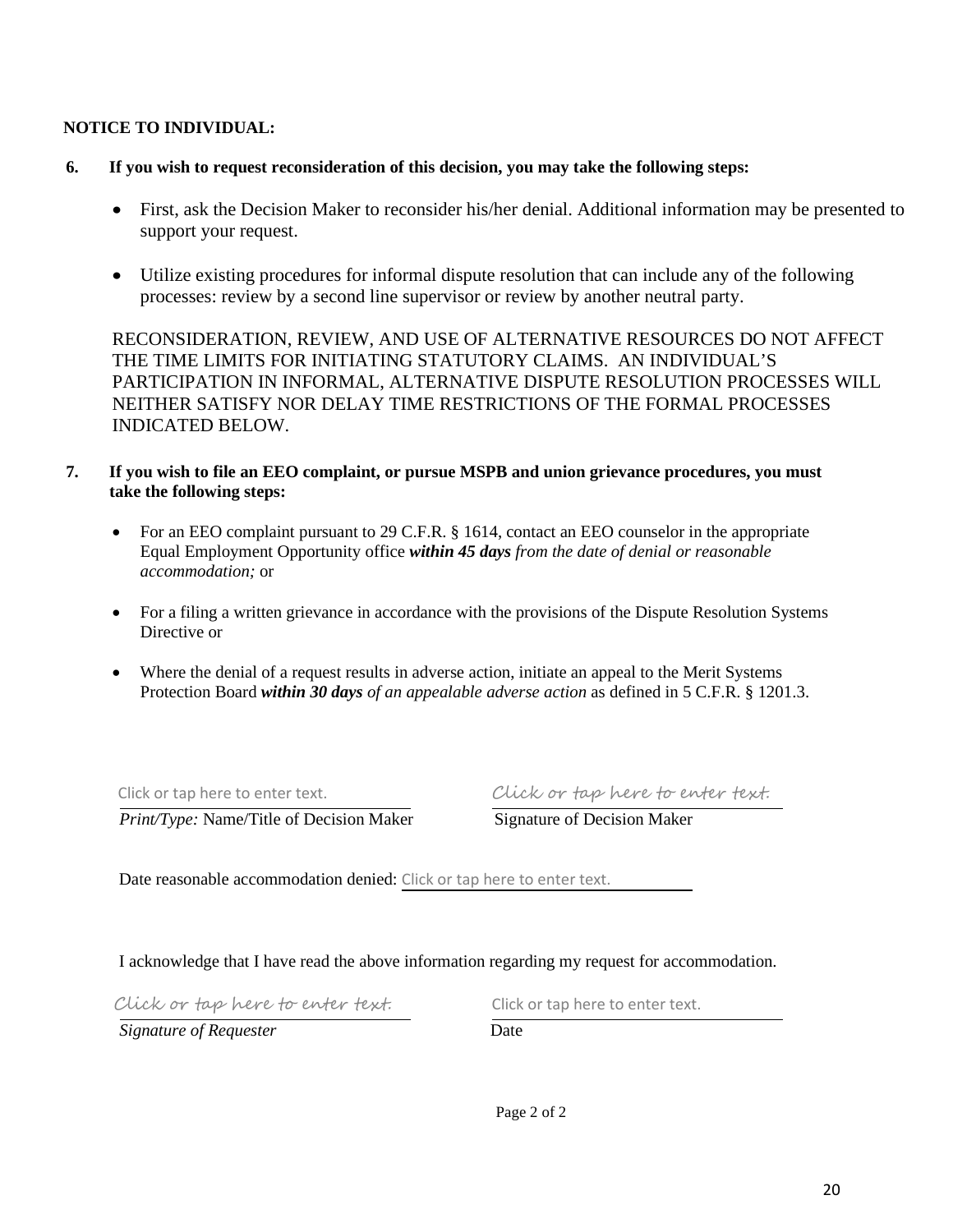**NOTICE TO INDIVIDUAL:**

**6. If you wish to request reconsideration of this decision, you may take the following steps:**

- First, ask the Decision Maker to reconsider his/her denial. Additional information may be presented to support your request.
- Utilize existing procedures for informal dispute resolution that can include any of the following processes: review by a second line supervisor or review by another neutral party.

RECONSIDERATION, REVIEW, AND USE OF ALTERNATIVE RESOURCES DO NOT AFFECT THE TIME LIMITS FOR INITIATING STATUTORY CLAIMS. AN INDIVIDUAL'S PARTICIPATION IN INFORMAL, ALTERNATIVE DISPUTE RESOLUTION PROCESSES WILL NEITHER SATISFY NOR DELAY TIME RESTRICTIONS OF THE FORMAL PROCESSES INDICATED BELOW.

**7. If you wish to file an EEO complaint, or pursue MSPB and union grievance procedures, you must take the following steps:**

- For an EEO complaint pursuant to 29 C.F.R. § 1614, contact an EEO counselor in the appropriate Equal Employment Opportunity office ***within 45 days*** *from the date of denial or reasonable accommodation;* or
- For a filing a written grievance in accordance with the provisions of the Dispute Resolution Systems Directive or
- Where the denial of a request results in adverse action, initiate an appeal to the Merit Systems Protection Board ***within 30 days*** *of an appealable adverse action* as defined in 5 C.F.R. § 1201.3.

Click or tap here to enter text. | Click or tap here to enter text.

*Print/Type:* Name/Title of Decision Maker | Signature of Decision Maker

Date reasonable accommodation denied: Click or tap here to enter text.

I acknowledge that I have read the above information regarding my request for accommodation.

Click or tap here to enter text. | Click or tap here to enter text.

*Signature of Requester* | Date

Page 2 of 2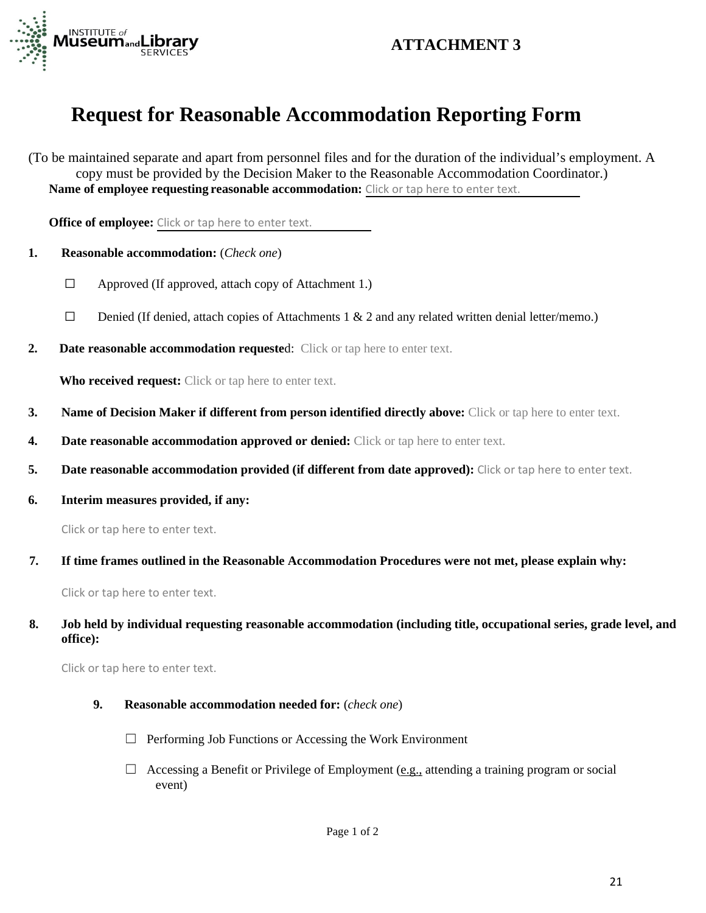**ATTACHMENT 3**

# Request for Reasonable Accommodation Reporting Form

(To be maintained separate and apart from personnel files and for the duration of the individual's employment. A copy must be provided by the Decision Maker to the Reasonable Accommodation Coordinator.)

**Name of employee requesting reasonable accommodation:** Click or tap here to enter text.

**Office of employee:** Click or tap here to enter text.

1. **Reasonable accommodation:** (*Check one*)

   ☐ Approved (If approved, attach copy of Attachment 1.)

   ☐ Denied (If denied, attach copies of Attachments 1 & 2 and any related written denial letter/memo.)

2. **Date reasonable accommodation requeste**d: Click or tap here to enter text.

   **Who received request:** Click or tap here to enter text.

3. **Name of Decision Maker if different from person identified directly above:** Click or tap here to enter text.

4. **Date reasonable accommodation approved or denied:** Click or tap here to enter text.

5. **Date reasonable accommodation provided (if different from date approved):** Click or tap here to enter text.

6. **Interim measures provided, if any:**

   Click or tap here to enter text.

7. **If time frames outlined in the Reasonable Accommodation Procedures were not met, please explain why:**

   Click or tap here to enter text.

8. **Job held by individual requesting reasonable accommodation (including title, occupational series, grade level, and office):**

   Click or tap here to enter text.

9. **Reasonable accommodation needed for:** (*check one*)

   ☐ Performing Job Functions or Accessing the Work Environment

   ☐ Accessing a Benefit or Privilege of Employment (e.g., attending a training program or social event)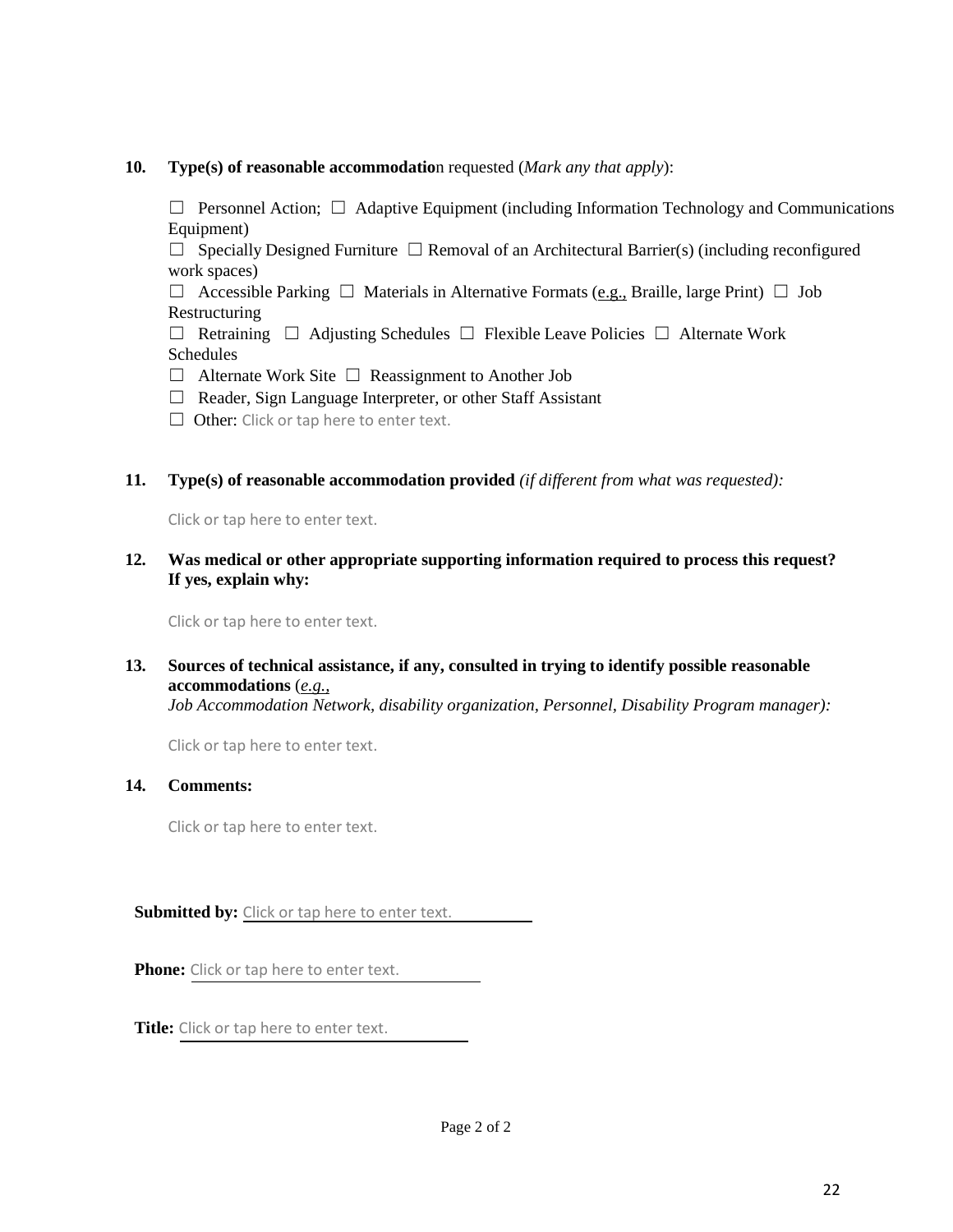**10. Type(s) of reasonable accommodation requested** (*Mark any that apply*):

☐ Personnel Action; ☐ Adaptive Equipment (including Information Technology and Communications Equipment)
☐ Specially Designed Furniture ☐ Removal of an Architectural Barrier(s) (including reconfigured work spaces)
☐ Accessible Parking ☐ Materials in Alternative Formats (e.g., Braille, large Print) ☐ Job Restructuring
☐ Retraining ☐ Adjusting Schedules ☐ Flexible Leave Policies ☐ Alternate Work Schedules
☐ Alternate Work Site ☐ Reassignment to Another Job
☐ Reader, Sign Language Interpreter, or other Staff Assistant
☐ Other: Click or tap here to enter text.

**11. Type(s) of reasonable accommodation provided** *(if different from what was requested):*

Click or tap here to enter text.

**12. Was medical or other appropriate supporting information required to process this request? If yes, explain why:**

Click or tap here to enter text.

**13. Sources of technical assistance, if any, consulted in trying to identify possible reasonable accommodations** (*e.g., Job Accommodation Network, disability organization, Personnel, Disability Program manager):*

Click or tap here to enter text.

**14. Comments:**

Click or tap here to enter text.

**Submitted by:** Click or tap here to enter text.

**Phone:** Click or tap here to enter text.

**Title:** Click or tap here to enter text.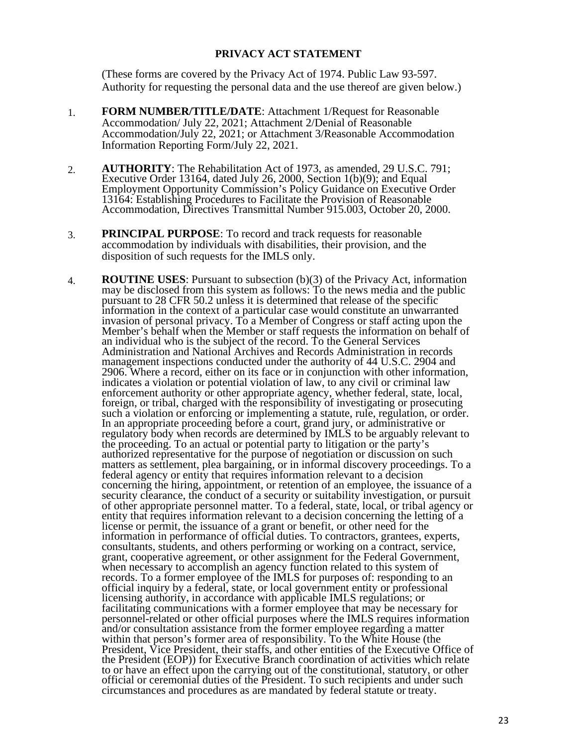## PRIVACY ACT STATEMENT

(These forms are covered by the Privacy Act of 1974. Public Law 93-597. Authority for requesting the personal data and the use thereof are given below.)

1. **FORM NUMBER/TITLE/DATE**: Attachment 1/Request for Reasonable Accommodation/ July 22, 2021; Attachment 2/Denial of Reasonable Accommodation/July 22, 2021; or Attachment 3/Reasonable Accommodation Information Reporting Form/July 22, 2021.

2. **AUTHORITY**: The Rehabilitation Act of 1973, as amended, 29 U.S.C. 791; Executive Order 13164, dated July 26, 2000, Section 1(b)(9); and Equal Employment Opportunity Commission's Policy Guidance on Executive Order 13164: Establishing Procedures to Facilitate the Provision of Reasonable Accommodation, Directives Transmittal Number 915.003, October 20, 2000.

3. **PRINCIPAL PURPOSE**: To record and track requests for reasonable accommodation by individuals with disabilities, their provision, and the disposition of such requests for the IMLS only.

4. **ROUTINE USES**: Pursuant to subsection (b)(3) of the Privacy Act, information may be disclosed from this system as follows: To the news media and the public pursuant to 28 CFR 50.2 unless it is determined that release of the specific information in the context of a particular case would constitute an unwarranted invasion of personal privacy. To a Member of Congress or staff acting upon the Member's behalf when the Member or staff requests the information on behalf of an individual who is the subject of the record. To the General Services Administration and National Archives and Records Administration in records management inspections conducted under the authority of 44 U.S.C. 2904 and 2906. Where a record, either on its face or in conjunction with other information, indicates a violation or potential violation of law, to any civil or criminal law enforcement authority or other appropriate agency, whether federal, state, local, foreign, or tribal, charged with the responsibility of investigating or prosecuting such a violation or enforcing or implementing a statute, rule, regulation, or order. In an appropriate proceeding before a court, grand jury, or administrative or regulatory body when records are determined by IMLS to be arguably relevant to the proceeding. To an actual or potential party to litigation or the party's authorized representative for the purpose of negotiation or discussion on such matters as settlement, plea bargaining, or in informal discovery proceedings. To a federal agency or entity that requires information relevant to a decision concerning the hiring, appointment, or retention of an employee, the issuance of a security clearance, the conduct of a security or suitability investigation, or pursuit of other appropriate personnel matter. To a federal, state, local, or tribal agency or entity that requires information relevant to a decision concerning the letting of a license or permit, the issuance of a grant or benefit, or other need for the information in performance of official duties. To contractors, grantees, experts, consultants, students, and others performing or working on a contract, service, grant, cooperative agreement, or other assignment for the Federal Government, when necessary to accomplish an agency function related to this system of records. To a former employee of the IMLS for purposes of: responding to an official inquiry by a federal, state, or local government entity or professional licensing authority, in accordance with applicable IMLS regulations; or facilitating communications with a former employee that may be necessary for personnel-related or other official purposes where the IMLS requires information and/or consultation assistance from the former employee regarding a matter within that person's former area of responsibility. To the White House (the President, Vice President, their staffs, and other entities of the Executive Office of the President (EOP)) for Executive Branch coordination of activities which relate to or have an effect upon the carrying out of the constitutional, statutory, or other official or ceremonial duties of the President. To such recipients and under such circumstances and procedures as are mandated by federal statute or treaty.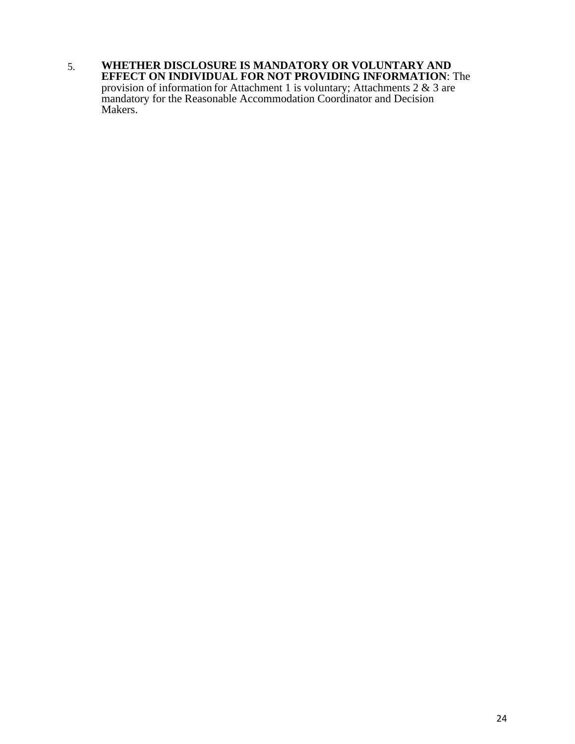5. **WHETHER DISCLOSURE IS MANDATORY OR VOLUNTARY AND EFFECT ON INDIVIDUAL FOR NOT PROVIDING INFORMATION**: The provision of information for Attachment 1 is voluntary; Attachments 2 & 3 are mandatory for the Reasonable Accommodation Coordinator and Decision Makers.